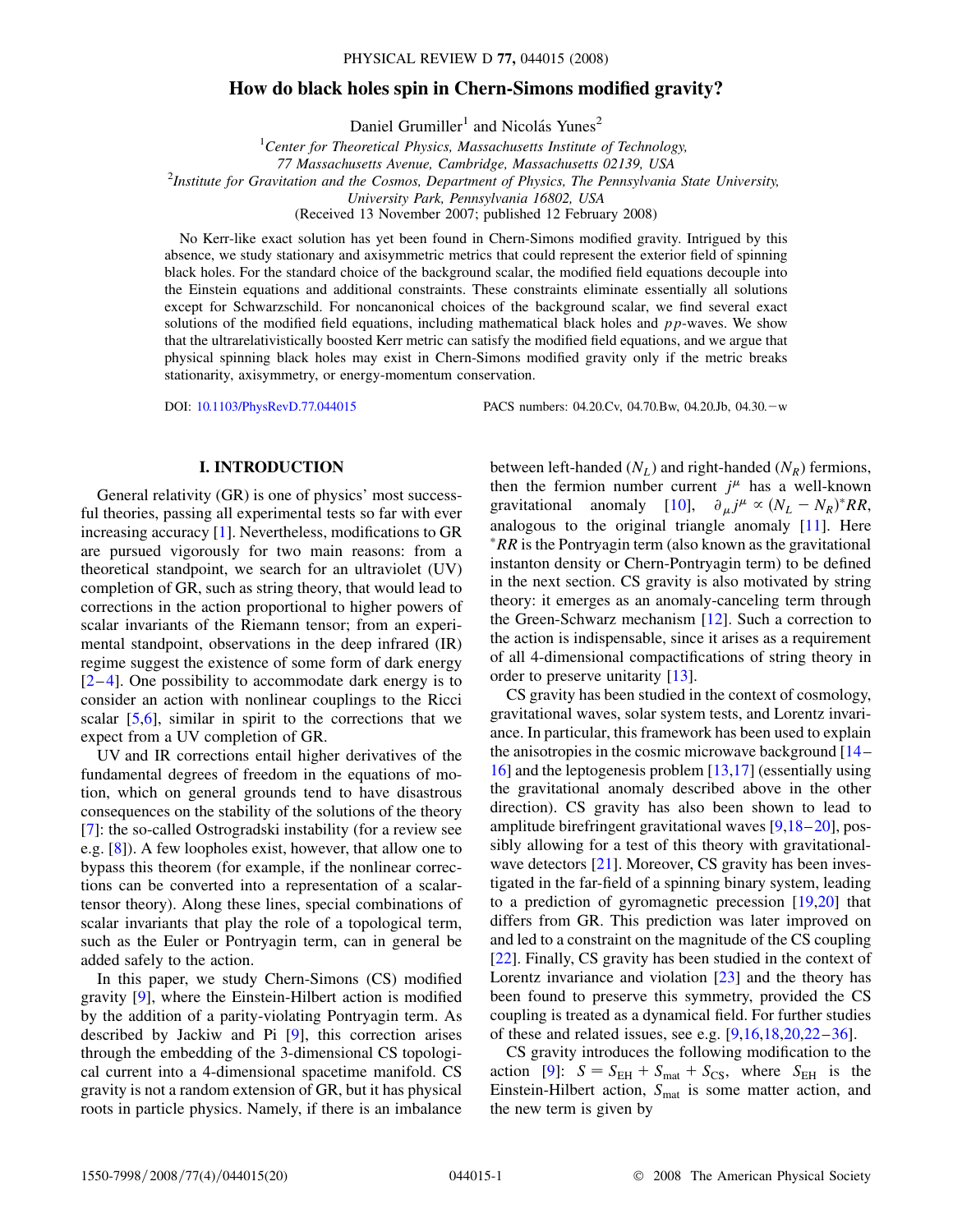# How do black holes spin in Chern-Simons modified gravity?

Daniel Grumiller[1] and Nicolás Yunes[2]

[1]*Center for Theoretical Physics, Massachusetts Institute of Technology, 77 Massachusetts Avenue, Cambridge, Massachusetts 02139, USA*

[2]*Institute for Gravitation and the Cosmos, Department of Physics, The Pennsylvania State University, University Park, Pennsylvania 16802, USA*

(Received 13 November 2007; published 12 February 2008)

No Kerr-like exact solution has yet been found in Chern-Simons modified gravity. Intrigued by this absence, we study stationary and axisymmetric metrics that could represent the exterior field of spinning black holes. For the standard choice of the background scalar, the modified field equations decouple into the Einstein equations and additional constraints. These constraints eliminate essentially all solutions except for Schwarzschild. For noncanonical choices of the background scalar, we find several exact solutions of the modified field equations, including mathematical black holes and $pp$-waves. We show that the ultrarelativistically boosted Kerr metric can satisfy the modified field equations, and we argue that physical spinning black holes may exist in Chern-Simons modified gravity only if the metric breaks stationarity, axisymmetry, or energy-momentum conservation.

DOI: 10.1103/PhysRevD.77.044015 PACS numbers: 04.20.Cv, 04.70.Bw, 04.20.Jb, 04.30.−w

## I. INTRODUCTION

General relativity (GR) is one of physics' most successful theories, passing all experimental tests so far with ever increasing accuracy [1]. Nevertheless, modifications to GR are pursued vigorously for two main reasons: from a theoretical standpoint, we search for an ultraviolet (UV) completion of GR, such as string theory, that would lead to corrections in the action proportional to higher powers of scalar invariants of the Riemann tensor; from an experimental standpoint, observations in the deep infrared (IR) regime suggest the existence of some form of dark energy [2–4]. One possibility to accommodate dark energy is to consider an action with nonlinear couplings to the Ricci scalar [5,6], similar in spirit to the corrections that we expect from a UV completion of GR.

UV and IR corrections entail higher derivatives of the fundamental degrees of freedom in the equations of motion, which on general grounds tend to have disastrous consequences on the stability of the solutions of the theory [7]: the so-called Ostrogradski instability (for a review see e.g. [8]). A few loopholes exist, however, that allow one to bypass this theorem (for example, if the nonlinear corrections can be converted into a representation of a scalar-tensor theory). Along these lines, special combinations of scalar invariants that play the role of a topological term, such as the Euler or Pontryagin term, can in general be added safely to the action.

In this paper, we study Chern-Simons (CS) modified gravity [9], where the Einstein-Hilbert action is modified by the addition of a parity-violating Pontryagin term. As described by Jackiw and Pi [9], this correction arises through the embedding of the 3-dimensional CS topological current into a 4-dimensional spacetime manifold. CS gravity is not a random extension of GR, but it has physical roots in particle physics. Namely, if there is an imbalance between left-handed ($N_L$) and right-handed ($N_R$) fermions, then the fermion number current $j^\mu$ has a well-known gravitational anomaly [10], $\partial_\mu j^\mu \propto (N_L - N_R)^*RR$, analogous to the original triangle anomaly [11]. Here $^*RR$ is the Pontryagin term (also known as the gravitational instanton density or Chern-Pontryagin term) to be defined in the next section. CS gravity is also motivated by string theory: it emerges as an anomaly-canceling term through the Green-Schwarz mechanism [12]. Such a correction to the action is indispensable, since it arises as a requirement of all 4-dimensional compactifications of string theory in order to preserve unitarity [13].

CS gravity has been studied in the context of cosmology, gravitational waves, solar system tests, and Lorentz invariance. In particular, this framework has been used to explain the anisotropies in the cosmic microwave background [14–16] and the leptogenesis problem [13,17] (essentially using the gravitational anomaly described above in the other direction). CS gravity has also been shown to lead to amplitude birefringent gravitational waves [9,18–20], possibly allowing for a test of this theory with gravitational-wave detectors [21]. Moreover, CS gravity has been investigated in the far-field of a spinning binary system, leading to a prediction of gyromagnetic precession [19,20] that differs from GR. This prediction was later improved on and led to a constraint on the magnitude of the CS coupling [22]. Finally, CS gravity has been studied in the context of Lorentz invariance and violation [23] and the theory has been found to preserve this symmetry, provided the CS coupling is treated as a dynamical field. For further studies of these and related issues, see e.g. [9,16,18,20,22–36].

CS gravity introduces the following modification to the action [9]: $S = S_{\rm EH} + S_{\rm mat} + S_{\rm CS}$, where $S_{\rm EH}$ is the Einstein-Hilbert action, $S_{\rm mat}$ is some matter action, and the new term is given by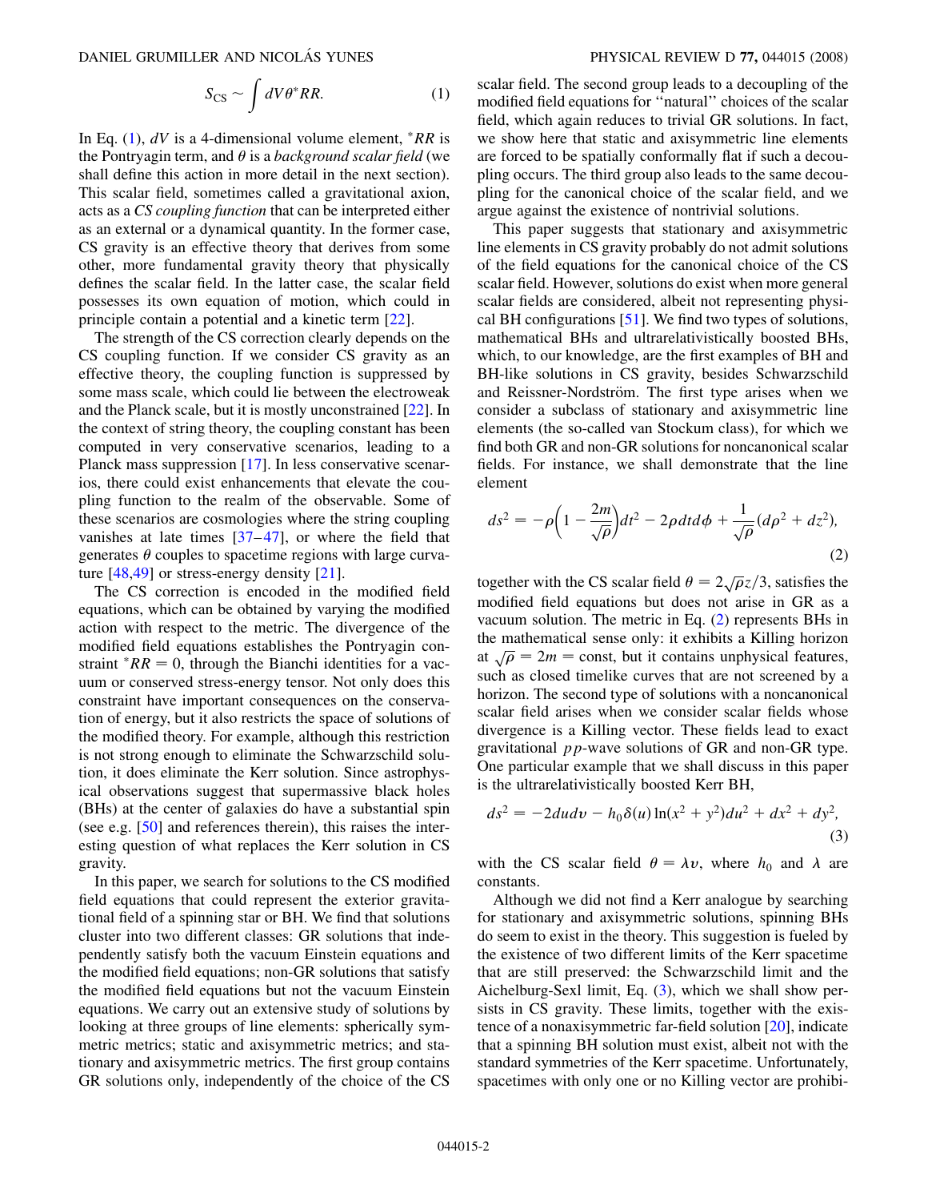$$S_{\rm CS} \sim \int dV \theta {}^*RR. \tag{1}$$

In Eq. (1), $dV$ is a 4-dimensional volume element, ${}^*RR$ is the Pontryagin term, and $\theta$ is a *background scalar field* (we shall define this action in more detail in the next section). This scalar field, sometimes called a gravitational axion, acts as a *CS coupling function* that can be interpreted either as an external or a dynamical quantity. In the former case, CS gravity is an effective theory that derives from some other, more fundamental gravity theory that physically defines the scalar field. In the latter case, the scalar field possesses its own equation of motion, which could in principle contain a potential and a kinetic term [22].

The strength of the CS correction clearly depends on the CS coupling function. If we consider CS gravity as an effective theory, the coupling function is suppressed by some mass scale, which could lie between the electroweak and the Planck scale, but it is mostly unconstrained [22]. In the context of string theory, the coupling constant has been computed in very conservative scenarios, leading to a Planck mass suppression [17]. In less conservative scenarios, there could exist enhancements that elevate the coupling function to the realm of the observable. Some of these scenarios are cosmologies where the string coupling vanishes at late times [37–47], or where the field that generates $\theta$ couples to spacetime regions with large curvature [48,49] or stress-energy density [21].

The CS correction is encoded in the modified field equations, which can be obtained by varying the modified action with respect to the metric. The divergence of the modified field equations establishes the Pontryagin constraint ${}^*RR = 0$, through the Bianchi identities for a vacuum or conserved stress-energy tensor. Not only does this constraint have important consequences on the conservation of energy, but it also restricts the space of solutions of the modified theory. For example, although this restriction is not strong enough to eliminate the Schwarzschild solution, it does eliminate the Kerr solution. Since astrophysical observations suggest that supermassive black holes (BHs) at the center of galaxies do have a substantial spin (see e.g. [50] and references therein), this raises the interesting question of what replaces the Kerr solution in CS gravity.

In this paper, we search for solutions to the CS modified field equations that could represent the exterior gravitational field of a spinning star or BH. We find that solutions cluster into two different classes: GR solutions that independently satisfy both the vacuum Einstein equations and the modified field equations; non-GR solutions that satisfy the modified field equations but not the vacuum Einstein equations. We carry out an extensive study of solutions by looking at three groups of line elements: spherically symmetric metrics; static and axisymmetric metrics; and stationary and axisymmetric metrics. The first group contains GR solutions only, independently of the choice of the CS scalar field. The second group leads to a decoupling of the modified field equations for "natural" choices of the scalar field, which again reduces to trivial GR solutions. In fact, we show here that static and axisymmetric line elements are forced to be spatially conformally flat if such a decoupling occurs. The third group also leads to the same decoupling for the canonical choice of the scalar field, and we argue against the existence of nontrivial solutions.

This paper suggests that stationary and axisymmetric line elements in CS gravity probably do not admit solutions of the field equations for the canonical choice of the CS scalar field. However, solutions do exist when more general scalar fields are considered, albeit not representing physical BH configurations [51]. We find two types of solutions, mathematical BHs and ultrarelativistically boosted BHs, which, to our knowledge, are the first examples of BH and BH-like solutions in CS gravity, besides Schwarzschild and Reissner-Nordström. The first type arises when we consider a subclass of stationary and axisymmetric line elements (the so-called van Stockum class), for which we find both GR and non-GR solutions for noncanonical scalar fields. For instance, we shall demonstrate that the line element

$$ds^2 = -\rho\left(1 - \frac{2m}{\sqrt{\rho}}\right)dt^2 - 2\rho dt d\phi + \frac{1}{\sqrt{\rho}}(d\rho^2 + dz^2), \tag{2}$$

together with the CS scalar field $\theta = 2\sqrt{\rho}z/3$, satisfies the modified field equations but does not arise in GR as a vacuum solution. The metric in Eq. (2) represents BHs in the mathematical sense only: it exhibits a Killing horizon at $\sqrt{\rho} = 2m = \text{const}$, but it contains unphysical features, such as closed timelike curves that are not screened by a horizon. The second type of solutions with a noncanonical scalar field arises when we consider scalar fields whose divergence is a Killing vector. These fields lead to exact gravitational $pp$-wave solutions of GR and non-GR type. One particular example that we shall discuss in this paper is the ultrarelativistically boosted Kerr BH,

$$ds^2 = -2du dv - h_0 \delta(u) \ln(x^2 + y^2) du^2 + dx^2 + dy^2, \tag{3}$$

with the CS scalar field $\theta = \lambda v$, where $h_0$ and $\lambda$ are constants.

Although we did not find a Kerr analogue by searching for stationary and axisymmetric solutions, spinning BHs do seem to exist in the theory. This suggestion is fueled by the existence of two different limits of the Kerr spacetime that are still preserved: the Schwarzschild limit and the Aichelburg-Sexl limit, Eq. (3), which we shall show persists in CS gravity. These limits, together with the existence of a nonaxisymmetric far-field solution [20], indicate that a spinning BH solution must exist, albeit not with the standard symmetries of the Kerr spacetime. Unfortunately, spacetimes with only one or no Killing vector are prohibi-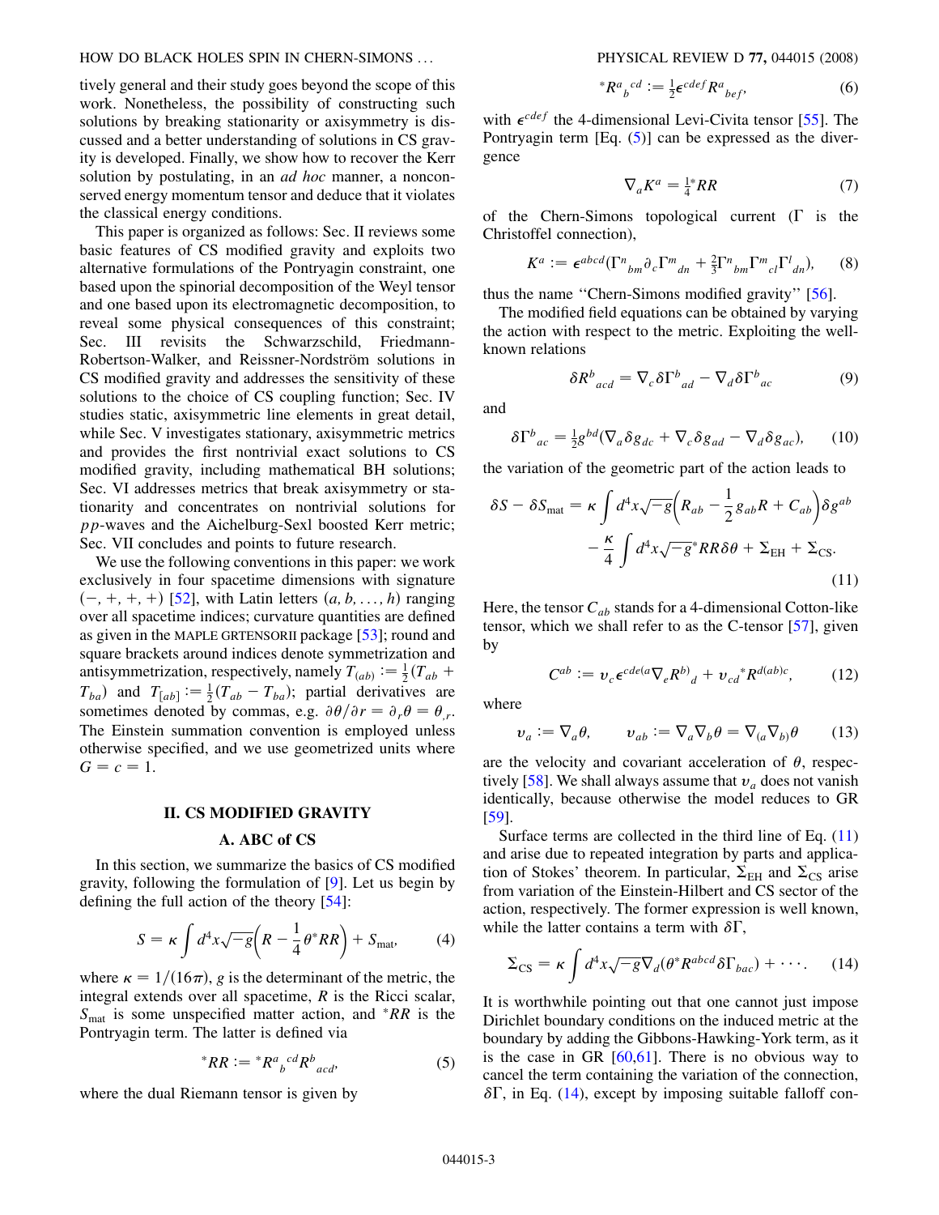tively general and their study goes beyond the scope of this work. Nonetheless, the possibility of constructing such solutions by breaking stationarity or axisymmetry is discussed and a better understanding of solutions in CS gravity is developed. Finally, we show how to recover the Kerr solution by postulating, in an *ad hoc* manner, a nonconserved energy momentum tensor and deduce that it violates the classical energy conditions.

This paper is organized as follows: Sec. II reviews some basic features of CS modified gravity and exploits two alternative formulations of the Pontryagin constraint, one based upon the spinorial decomposition of the Weyl tensor and one based upon its electromagnetic decomposition, to reveal some physical consequences of this constraint; Sec. III revisits the Schwarzschild, Friedmann-Robertson-Walker, and Reissner-Nordström solutions in CS modified gravity and addresses the sensitivity of these solutions to the choice of CS coupling function; Sec. IV studies static, axisymmetric line elements in great detail, while Sec. V investigates stationary, axisymmetric metrics and provides the first nontrivial exact solutions to CS modified gravity, including mathematical BH solutions; Sec. VI addresses metrics that break axisymmetry or stationarity and concentrates on nontrivial solutions for $pp$-waves and the Aichelburg-Sexl boosted Kerr metric; Sec. VII concludes and points to future research.

We use the following conventions in this paper: we work exclusively in four spacetime dimensions with signature $(-,+,+,+)$ [52], with Latin letters $(a, b, \ldots, h)$ ranging over all spacetime indices; curvature quantities are defined as given in the MAPLE GRTENSORII package [53]; round and square brackets around indices denote symmetrization and antisymmetrization, respectively, namely $T_{(ab)} := \frac{1}{2}(T_{ab} + T_{ba})$ and $T_{[ab]} := \frac{1}{2}(T_{ab} - T_{ba})$; partial derivatives are sometimes denoted by commas, e.g. $\partial\theta/\partial r = \partial_r \theta = \theta_{,r}$. The Einstein summation convention is employed unless otherwise specified, and we use geometrized units where $G = c = 1$.

## II. CS MODIFIED GRAVITY

### A. ABC of CS

In this section, we summarize the basics of CS modified gravity, following the formulation of [9]. Let us begin by defining the full action of the theory [54]:

$$S = \kappa \int d^4x \sqrt{-g}\left(R - \frac{1}{4}\theta\, {}^*RR\right) + S_{\text{mat}}, \tag{4}$$

where $\kappa = 1/(16\pi)$, $g$ is the determinant of the metric, the integral extends over all spacetime, $R$ is the Ricci scalar, $S_{\text{mat}}$ is some unspecified matter action, and ${}^*RR$ is the Pontryagin term. The latter is defined via

$${}^*RR := {}^*R^a{}_b{}^{cd} R^b{}_{acd}, \tag{5}$$

where the dual Riemann tensor is given by

$${}^*R^a{}_b{}^{cd} := \tfrac{1}{2}\epsilon^{cdef} R^a{}_{bef}, \tag{6}$$

with $\epsilon^{cdef}$ the 4-dimensional Levi-Civita tensor [55]. The Pontryagin term [Eq. (5)] can be expressed as the divergence

$$\nabla_a K^a = \tfrac{1}{4}{}^*RR \tag{7}$$

of the Chern-Simons topological current ($\Gamma$ is the Christoffel connection),

$$K^a := \epsilon^{abcd}\left(\Gamma^n{}_{bm}\partial_c \Gamma^m{}_{dn} + \tfrac{2}{3}\Gamma^n{}_{bm}\Gamma^m{}_{cl}\Gamma^l{}_{dn}\right), \tag{8}$$

thus the name "Chern-Simons modified gravity" [56].

The modified field equations can be obtained by varying the action with respect to the metric. Exploiting the well-known relations

$$\delta R^b{}_{acd} = \nabla_c \delta\Gamma^b{}_{ad} - \nabla_d \delta\Gamma^b{}_{ac} \tag{9}$$

and

$$\delta\Gamma^b{}_{ac} = \tfrac{1}{2} g^{bd}(\nabla_a \delta g_{dc} + \nabla_c \delta g_{ad} - \nabla_d \delta g_{ac}), \tag{10}$$

the variation of the geometric part of the action leads to

$$\delta S - \delta S_{\text{mat}} = \kappa \int d^4x \sqrt{-g}\left(R_{ab} - \frac{1}{2}g_{ab}R + C_{ab}\right)\delta g^{ab} - \frac{\kappa}{4}\int d^4x \sqrt{-g}\, {}^*RR\,\delta\theta + \Sigma_{\text{EH}} + \Sigma_{\text{CS}}. \tag{11}$$

Here, the tensor $C_{ab}$ stands for a 4-dimensional Cotton-like tensor, which we shall refer to as the C-tensor [57], given by

$$C^{ab} := \upsilon_c \epsilon^{cde(a}\nabla_e R^{b)}{}_d + \upsilon_{cd}\, {}^*R^{d(ab)c}, \tag{12}$$

where

$$\upsilon_a := \nabla_a \theta, \qquad \upsilon_{ab} := \nabla_a \nabla_b \theta = \nabla_{(a}\nabla_{b)}\theta \tag{13}$$

are the velocity and covariant acceleration of $\theta$, respectively [58]. We shall always assume that $\upsilon_a$ does not vanish identically, because otherwise the model reduces to GR [59].

Surface terms are collected in the third line of Eq. (11) and arise due to repeated integration by parts and application of Stokes' theorem. In particular, $\Sigma_{\text{EH}}$ and $\Sigma_{\text{CS}}$ arise from variation of the Einstein-Hilbert and CS sector of the action, respectively. The former expression is well known, while the latter contains a term with $\delta\Gamma$,

$$\Sigma_{\text{CS}} = \kappa \int d^4x \sqrt{-g}\,\nabla_d(\theta\, {}^*R^{abcd}\delta\Gamma_{bac}) + \cdots. \tag{14}$$

It is worthwhile pointing out that one cannot just impose Dirichlet boundary conditions on the induced metric at the boundary by adding the Gibbons-Hawking-York term, as it is the case in GR [60,61]. There is no obvious way to cancel the term containing the variation of the connection, $\delta\Gamma$, in Eq. (14), except by imposing suitable falloff con-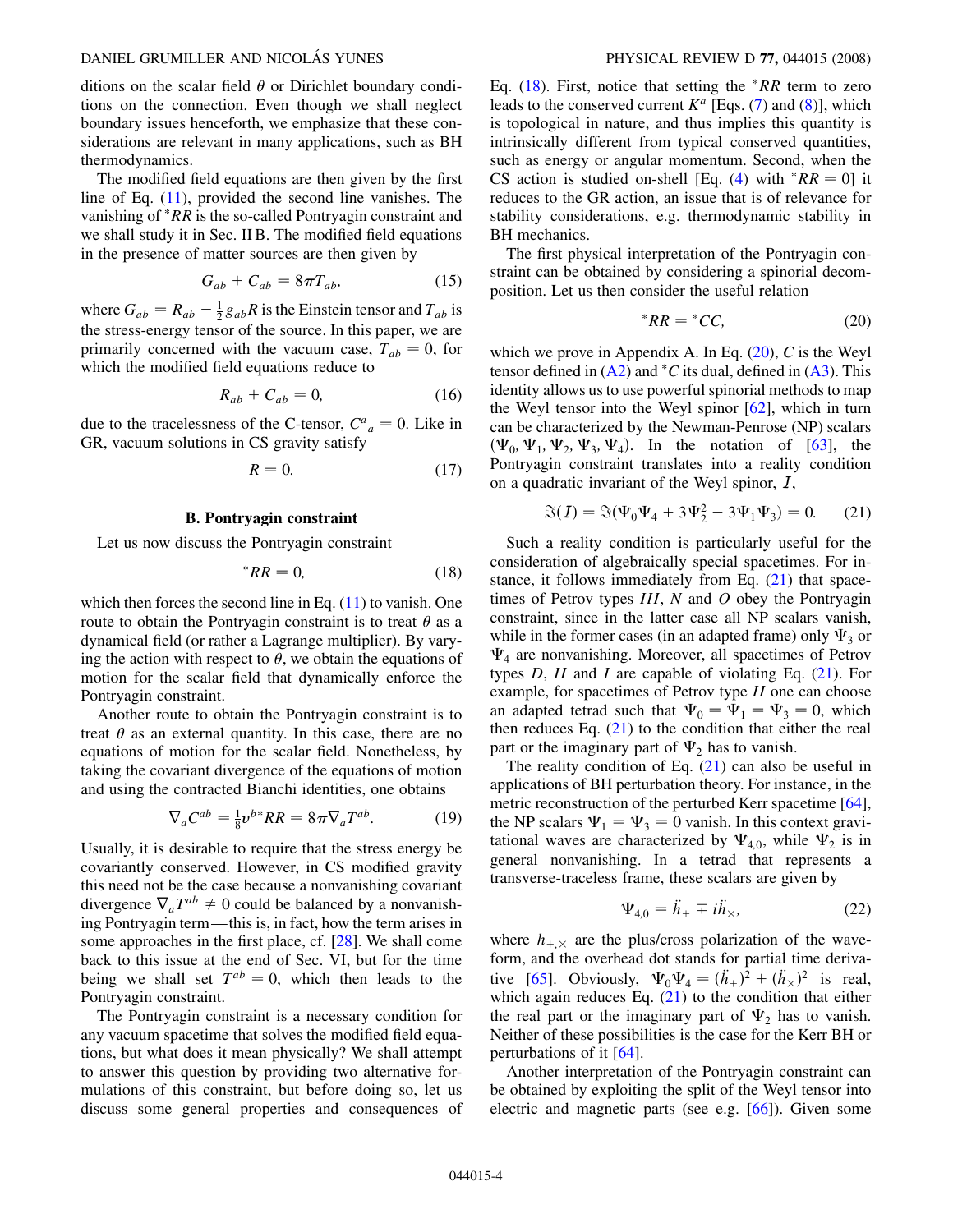ditions on the scalar field $\theta$ or Dirichlet boundary conditions on the connection. Even though we shall neglect boundary issues henceforth, we emphasize that these considerations are relevant in many applications, such as BH thermodynamics.

The modified field equations are then given by the first line of Eq. (11), provided the second line vanishes. The vanishing of ${}^*RR$ is the so-called Pontryagin constraint and we shall study it in Sec. II B. The modified field equations in the presence of matter sources are then given by

$$G_{ab} + C_{ab} = 8\pi T_{ab}, \tag{15}$$

where $G_{ab} = R_{ab} - \frac{1}{2} g_{ab} R$ is the Einstein tensor and $T_{ab}$ is the stress-energy tensor of the source. In this paper, we are primarily concerned with the vacuum case, $T_{ab} = 0$, for which the modified field equations reduce to

$$R_{ab} + C_{ab} = 0, \tag{16}$$

due to the tracelessness of the C-tensor, $C^a{}_a = 0$. Like in GR, vacuum solutions in CS gravity satisfy

$$R = 0. \tag{17}$$

### B. Pontryagin constraint

Let us now discuss the Pontryagin constraint

$${}^*RR = 0, \tag{18}$$

which then forces the second line in Eq. (11) to vanish. One route to obtain the Pontryagin constraint is to treat $\theta$ as a dynamical field (or rather a Lagrange multiplier). By varying the action with respect to $\theta$, we obtain the equations of motion for the scalar field that dynamically enforce the Pontryagin constraint.

Another route to obtain the Pontryagin constraint is to treat $\theta$ as an external quantity. In this case, there are no equations of motion for the scalar field. Nonetheless, by taking the covariant divergence of the equations of motion and using the contracted Bianchi identities, one obtains

$$\nabla_a C^{ab} = \tfrac{1}{8} v^{b*} RR = 8\pi \nabla_a T^{ab}. \tag{19}$$

Usually, it is desirable to require that the stress energy be covariantly conserved. However, in CS modified gravity this need not be the case because a nonvanishing covariant divergence $\nabla_a T^{ab} \neq 0$ could be balanced by a nonvanishing Pontryagin term—this is, in fact, how the term arises in some approaches in the first place, cf. [28]. We shall come back to this issue at the end of Sec. VI, but for the time being we shall set $T^{ab} = 0$, which then leads to the Pontryagin constraint.

The Pontryagin constraint is a necessary condition for any vacuum spacetime that solves the modified field equations, but what does it mean physically? We shall attempt to answer this question by providing two alternative formulations of this constraint, but before doing so, let us discuss some general properties and consequences of Eq. (18). First, notice that setting the ${}^*RR$ term to zero leads to the conserved current $K^a$ [Eqs. (7) and (8)], which is topological in nature, and thus implies this quantity is intrinsically different from typical conserved quantities, such as energy or angular momentum. Second, when the CS action is studied on-shell [Eq. (4) with ${}^*RR = 0$] it reduces to the GR action, an issue that is of relevance for stability considerations, e.g. thermodynamic stability in BH mechanics.

The first physical interpretation of the Pontryagin constraint can be obtained by considering a spinorial decomposition. Let us then consider the useful relation

$${}^*RR = {}^*CC, \tag{20}$$

which we prove in Appendix A. In Eq. (20), $C$ is the Weyl tensor defined in (A2) and ${}^*C$ its dual, defined in (A3). This identity allows us to use powerful spinorial methods to map the Weyl tensor into the Weyl spinor [62], which in turn can be characterized by the Newman-Penrose (NP) scalars $(\Psi_0, \Psi_1, \Psi_2, \Psi_3, \Psi_4)$. In the notation of [63], the Pontryagin constraint translates into a reality condition on a quadratic invariant of the Weyl spinor, $\mathcal{I}$,

$$\Im(\mathcal{I}) = \Im(\Psi_0\Psi_4 + 3\Psi_2^2 - 3\Psi_1\Psi_3) = 0. \tag{21}$$

Such a reality condition is particularly useful for the consideration of algebraically special spacetimes. For instance, it follows immediately from Eq. (21) that spacetimes of Petrov types *III*, *N* and *O* obey the Pontryagin constraint, since in the latter case all NP scalars vanish, while in the former cases (in an adapted frame) only $\Psi_3$ or $\Psi_4$ are nonvanishing. Moreover, all spacetimes of Petrov types *D*, *II* and *I* are capable of violating Eq. (21). For example, for spacetimes of Petrov type *II* one can choose an adapted tetrad such that $\Psi_0 = \Psi_1 = \Psi_3 = 0$, which then reduces Eq. (21) to the condition that either the real part or the imaginary part of $\Psi_2$ has to vanish.

The reality condition of Eq. (21) can also be useful in applications of BH perturbation theory. For instance, in the metric reconstruction of the perturbed Kerr spacetime [64], the NP scalars $\Psi_1 = \Psi_3 = 0$ vanish. In this context gravitational waves are characterized by $\Psi_{4,0}$, while $\Psi_2$ is in general nonvanishing. In a tetrad that represents a transverse-traceless frame, these scalars are given by

$$\Psi_{4,0} = \ddot{h}_+ \mp i\ddot{h}_\times, \tag{22}$$

where $h_{+,\times}$ are the plus/cross polarization of the waveform, and the overhead dot stands for partial time derivative [65]. Obviously, $\Psi_0\Psi_4 = (\ddot{h}_+)^2 + (\ddot{h}_\times)^2$ is real, which again reduces Eq. (21) to the condition that either the real part or the imaginary part of $\Psi_2$ has to vanish. Neither of these possibilities is the case for the Kerr BH or perturbations of it [64].

Another interpretation of the Pontryagin constraint can be obtained by exploiting the split of the Weyl tensor into electric and magnetic parts (see e.g. [66]). Given some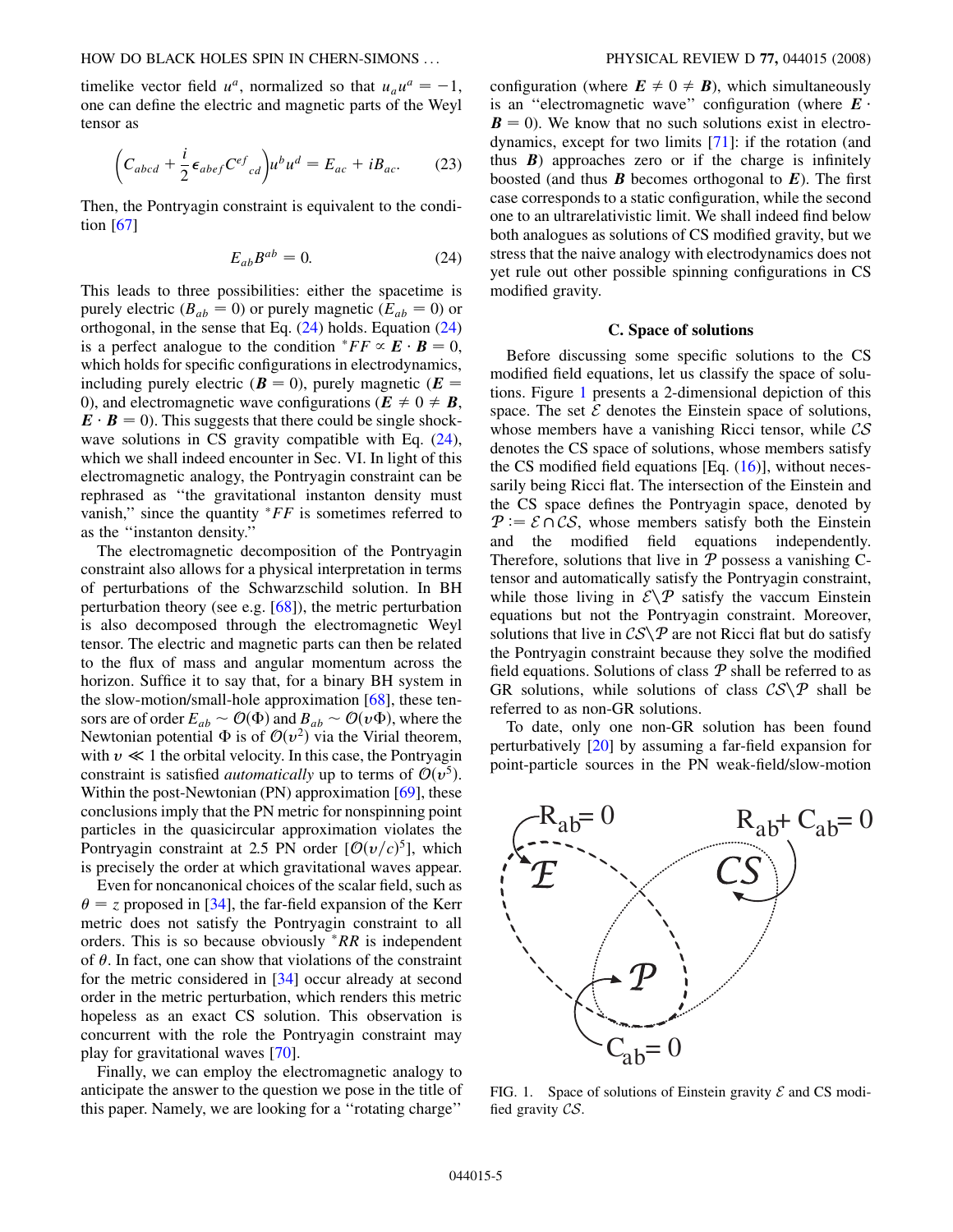timelike vector field $u^a$, normalized so that $u_a u^a = -1$, one can define the electric and magnetic parts of the Weyl tensor as

$$\left(C_{abcd} + \frac{i}{2}\epsilon_{abef}C^{ef}{}_{cd}\right)u^b u^d = E_{ac} + iB_{ac}. \tag{23}$$

Then, the Pontryagin constraint is equivalent to the condition [67]

$$E_{ab}B^{ab} = 0. \tag{24}$$

This leads to three possibilities: either the spacetime is purely electric ($B_{ab} = 0$) or purely magnetic ($E_{ab} = 0$) or orthogonal, in the sense that Eq. (24) holds. Equation (24) is a perfect analogue to the condition ${}^*FF \propto \boldsymbol{E} \cdot \boldsymbol{B} = 0$, which holds for specific configurations in electrodynamics, including purely electric ($\boldsymbol{B} = 0$), purely magnetic ($\boldsymbol{E} = 0$), and electromagnetic wave configurations ($\boldsymbol{E} \neq 0 \neq \boldsymbol{B}$, $\boldsymbol{E} \cdot \boldsymbol{B} = 0$). This suggests that there could be single shock-wave solutions in CS gravity compatible with Eq. (24), which we shall indeed encounter in Sec. VI. In light of this electromagnetic analogy, the Pontryagin constraint can be rephrased as "the gravitational instanton density must vanish," since the quantity ${}^*FF$ is sometimes referred to as the "instanton density."

The electromagnetic decomposition of the Pontryagin constraint also allows for a physical interpretation in terms of perturbations of the Schwarzschild solution. In BH perturbation theory (see e.g. [68]), the metric perturbation is also decomposed through the electromagnetic Weyl tensor. The electric and magnetic parts can then be related to the flux of mass and angular momentum across the horizon. Suffice it to say that, for a binary BH system in the slow-motion/small-hole approximation [68], these tensors are of order $E_{ab} \sim \mathcal{O}(\Phi)$ and $B_{ab} \sim \mathcal{O}(v\Phi)$, where the Newtonian potential $\Phi$ is of $\mathcal{O}(v^2)$ via the Virial theorem, with $v \ll 1$ the orbital velocity. In this case, the Pontryagin constraint is satisfied *automatically* up to terms of $\mathcal{O}(v^5)$. Within the post-Newtonian (PN) approximation [69], these conclusions imply that the PN metric for nonspinning point particles in the quasicircular approximation violates the Pontryagin constraint at 2.5 PN order $[\mathcal{O}(v/c)^5]$, which is precisely the order at which gravitational waves appear.

Even for noncanonical choices of the scalar field, such as $\theta = z$ proposed in [34], the far-field expansion of the Kerr metric does not satisfy the Pontryagin constraint to all orders. This is so because obviously ${}^*RR$ is independent of $\theta$. In fact, one can show that violations of the constraint for the metric considered in [34] occur already at second order in the metric perturbation, which renders this metric hopeless as an exact CS solution. This observation is concurrent with the role the Pontryagin constraint may play for gravitational waves [70].

Finally, we can employ the electromagnetic analogy to anticipate the answer to the question we pose in the title of this paper. Namely, we are looking for a "rotating charge" configuration (where $\boldsymbol{E} \neq 0 \neq \boldsymbol{B}$), which simultaneously is an "electromagnetic wave" configuration (where $\boldsymbol{E} \cdot \boldsymbol{B} = 0$). We know that no such solutions exist in electrodynamics, except for two limits [71]: if the rotation (and thus $\boldsymbol{B}$) approaches zero or if the charge is infinitely boosted (and thus $\boldsymbol{B}$ becomes orthogonal to $\boldsymbol{E}$). The first case corresponds to a static configuration, while the second one to an ultrarelativistic limit. We shall indeed find below both analogues as solutions of CS modified gravity, but we stress that the naive analogy with electrodynamics does not yet rule out other possible spinning configurations in CS modified gravity.

### C. Space of solutions

Before discussing some specific solutions to the CS modified field equations, let us classify the space of solutions. Figure 1 presents a 2-dimensional depiction of this space. The set $\mathcal{E}$ denotes the Einstein space of solutions, whose members have a vanishing Ricci tensor, while $\mathcal{CS}$ denotes the CS space of solutions, whose members satisfy the CS modified field equations [Eq. (16)], without necessarily being Ricci flat. The intersection of the Einstein and the CS space defines the Pontryagin space, denoted by $\mathcal{P} := \mathcal{E} \cap \mathcal{CS}$, whose members satisfy both the Einstein and the modified field equations independently. Therefore, solutions that live in $\mathcal{P}$ possess a vanishing C-tensor and automatically satisfy the Pontryagin constraint, while those living in $\mathcal{E} \backslash \mathcal{P}$ satisfy the vaccum Einstein equations but not the Pontryagin constraint. Moreover, solutions that live in $\mathcal{CS} \backslash \mathcal{P}$ are not Ricci flat but do satisfy the Pontryagin constraint because they solve the modified field equations. Solutions of class $\mathcal{P}$ shall be referred to as GR solutions, while solutions of class $\mathcal{CS} \backslash \mathcal{P}$ shall be referred to as non-GR solutions.

To date, only one non-GR solution has been found perturbatively [20] by assuming a far-field expansion for point-particle sources in the PN weak-field/slow-motion

FIG. 1. Space of solutions of Einstein gravity $\mathcal{E}$ and CS modified gravity $\mathcal{CS}$.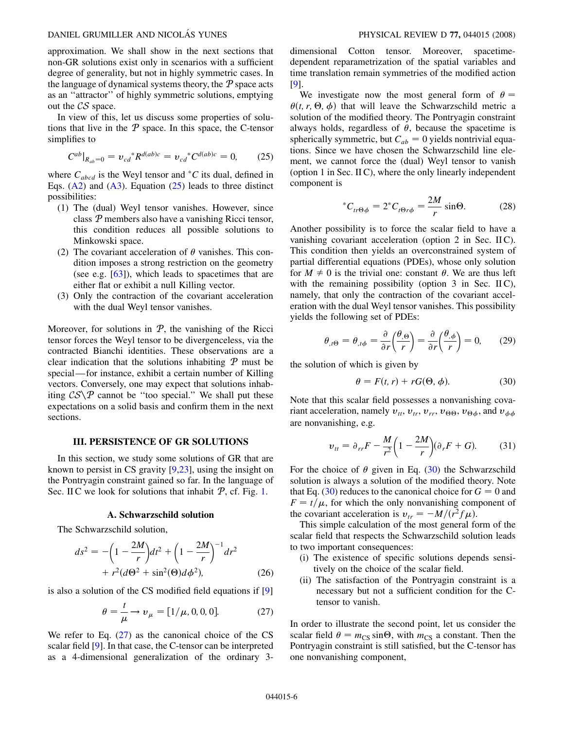approximation. We shall show in the next sections that non-GR solutions exist only in scenarios with a sufficient degree of generality, but not in highly symmetric cases. In the language of dynamical systems theory, the $\mathcal{P}$ space acts as an "attractor" of highly symmetric solutions, emptying out the $\mathcal{CS}$ space.

In view of this, let us discuss some properties of solutions that live in the $\mathcal{P}$ space. In this space, the C-tensor simplifies to

$$C^{ab}|_{R_{ab}=0} = v_{cd}{}^{*}R^{d(ab)c} = v_{cd}{}^{*}C^{d(ab)c} = 0, \tag{25}$$

where $C_{abcd}$ is the Weyl tensor and ${}^{*}C$ its dual, defined in Eqs. (A2) and (A3). Equation (25) leads to three distinct possibilities:

1. The (dual) Weyl tensor vanishes. However, since class $\mathcal{P}$ members also have a vanishing Ricci tensor, this condition reduces all possible solutions to Minkowski space.
2. The covariant acceleration of $\theta$ vanishes. This condition imposes a strong restriction on the geometry (see e.g. [63]), which leads to spacetimes that are either flat or exhibit a null Killing vector.
3. Only the contraction of the covariant acceleration with the dual Weyl tensor vanishes.

Moreover, for solutions in $\mathcal{P}$, the vanishing of the Ricci tensor forces the Weyl tensor to be divergenceless, via the contracted Bianchi identities. These observations are a clear indication that the solutions inhabiting $\mathcal{P}$ must be special—for instance, exhibit a certain number of Killing vectors. Conversely, one may expect that solutions inhabiting $\mathcal{CS}\backslash\mathcal{P}$ cannot be "too special." We shall put these expectations on a solid basis and confirm them in the next sections.

## III. PERSISTENCE OF GR SOLUTIONS

In this section, we study some solutions of GR that are known to persist in CS gravity [9,23], using the insight on the Pontryagin constraint gained so far. In the language of Sec. II C we look for solutions that inhabit $\mathcal{P}$, cf. Fig. 1.

### A. Schwarzschild solution

The Schwarzschild solution,

$$ds^2 = -\left(1 - \frac{2M}{r}\right)dt^2 + \left(1 - \frac{2M}{r}\right)^{-1}dr^2 + r^2(d\Theta^2 + \sin^2(\Theta)d\phi^2), \tag{26}$$

is also a solution of the CS modified field equations if [9]

$$\theta = \frac{t}{\mu} \rightarrow v_{\mu} = [1/\mu, 0, 0, 0]. \tag{27}$$

We refer to Eq. (27) as the canonical choice of the CS scalar field [9]. In that case, the C-tensor can be interpreted as a 4-dimensional generalization of the ordinary 3-dimensional Cotton tensor. Moreover, spacetime-dependent reparametrization of the spatial variables and time translation remain symmetries of the modified action [9].

We investigate now the most general form of $\theta = \theta(t, r, \Theta, \phi)$ that will leave the Schwarzschild metric a solution of the modified theory. The Pontryagin constraint always holds, regardless of $\theta$, because the spacetime is spherically symmetric, but $C_{ab} = 0$ yields nontrivial equations. Since we have chosen the Schwarzschild line element, we cannot force the (dual) Weyl tensor to vanish (option 1 in Sec. II C), where the only linearly independent component is

$${}^{*}C_{tr\Theta\phi} = 2{}^{*}C_{t\Theta r\phi} = \frac{2M}{r}\sin\Theta. \tag{28}$$

Another possibility is to force the scalar field to have a vanishing covariant acceleration (option 2 in Sec. II C). This condition then yields an overconstrained system of partial differential equations (PDEs), whose only solution for $M \neq 0$ is the trivial one: constant $\theta$. We are thus left with the remaining possibility (option 3 in Sec. II C), namely, that only the contraction of the covariant acceleration with the dual Weyl tensor vanishes. This possibility yields the following set of PDEs:

$$\theta_{,t\Theta} = \theta_{,t\phi} = \frac{\partial}{\partial r}\left(\frac{\theta_{,\Theta}}{r}\right) = \frac{\partial}{\partial r}\left(\frac{\theta_{,\phi}}{r}\right) = 0, \tag{29}$$

the solution of which is given by

$$\theta = F(t, r) + rG(\Theta, \phi). \tag{30}$$

Note that this scalar field possesses a nonvanishing covariant acceleration, namely $v_{tt}$, $v_{tr}$, $v_{rr}$, $v_{\Theta\Theta}$, $v_{\Theta\phi}$, and $v_{\phi\phi}$ are nonvanishing, e.g.

$$v_{tt} = \partial_{rr}F - \frac{M}{r^2}\left(1 - \frac{2M}{r}\right)(\partial_r F + G). \tag{31}$$

For the choice of $\theta$ given in Eq. (30) the Schwarzschild solution is always a solution of the modified theory. Note that Eq. (30) reduces to the canonical choice for $G = 0$ and $F = t/\mu$, for which the only nonvanishing component of the covariant acceleration is $v_{tr} = -M/(r^2 f \mu)$.

This simple calculation of the most general form of the scalar field that respects the Schwarzschild solution leads to two important consequences:

- (i) The existence of specific solutions depends sensitively on the choice of the scalar field.
- (ii) The satisfaction of the Pontryagin constraint is a necessary but not a sufficient condition for the C-tensor to vanish.

In order to illustrate the second point, let us consider the scalar field $\theta = m_{\rm CS}\sin\Theta$, with $m_{\rm CS}$ a constant. Then the Pontryagin constraint is still satisfied, but the C-tensor has one nonvanishing component,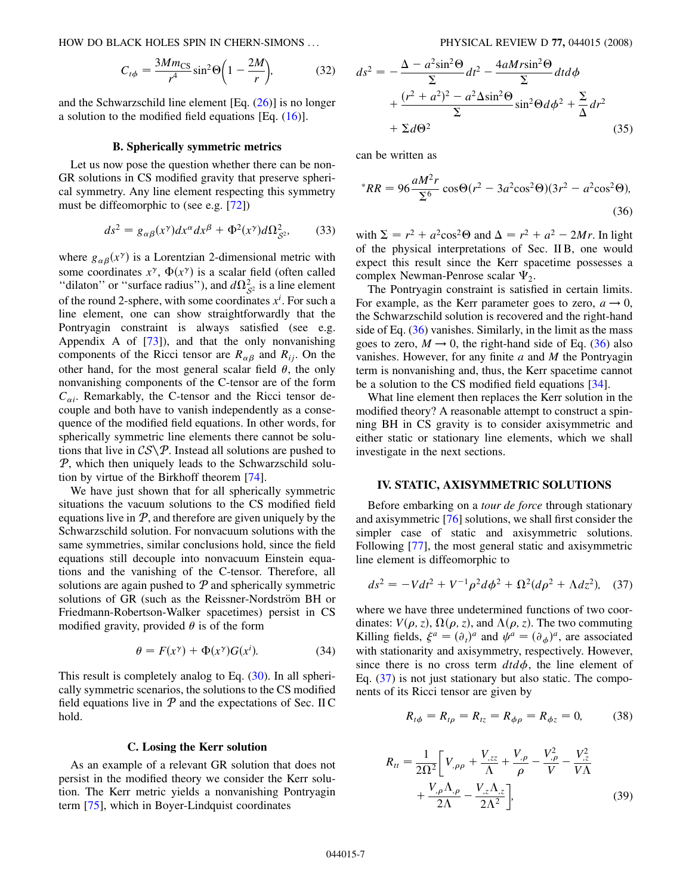$$C_{t\phi} = \frac{3Mm_{\rm CS}}{r^4}\sin^2\Theta\left(1 - \frac{2M}{r}\right), \tag{32}$$

and the Schwarzschild line element [Eq. (26)] is no longer a solution to the modified field equations [Eq. (16)].

### B. Spherically symmetric metrics

Let us now pose the question whether there can be non-GR solutions in CS modified gravity that preserve spherical symmetry. Any line element respecting this symmetry must be diffeomorphic to (see e.g. [72])

$$ds^2 = g_{\alpha\beta}(x^\gamma)dx^\alpha dx^\beta + \Phi^2(x^\gamma)d\Omega^2_{\mathcal{S}^2}, \tag{33}$$

where $g_{\alpha\beta}(x^\gamma)$ is a Lorentzian 2-dimensional metric with some coordinates $x^\gamma$, $\Phi(x^\gamma)$ is a scalar field (often called "dilaton" or "surface radius"), and $d\Omega^2_{\mathcal{S}^2}$ is a line element of the round 2-sphere, with some coordinates $x^i$. For such a line element, one can show straightforwardly that the Pontryagin constraint is always satisfied (see e.g. Appendix A of [73]), and that the only nonvanishing components of the Ricci tensor are $R_{\alpha\beta}$ and $R_{ij}$. On the other hand, for the most general scalar field $\theta$, the only nonvanishing components of the C-tensor are of the form $C_{\alpha i}$. Remarkably, the C-tensor and the Ricci tensor decouple and both have to vanish independently as a consequence of the modified field equations. In other words, for spherically symmetric line elements there cannot be solutions that live in $\mathcal{CS}\backslash\mathcal{P}$. Instead all solutions are pushed to $\mathcal{P}$, which then uniquely leads to the Schwarzschild solution by virtue of the Birkhoff theorem [74].

We have just shown that for all spherically symmetric situations the vacuum solutions to the CS modified field equations live in $\mathcal{P}$, and therefore are given uniquely by the Schwarzschild solution. For nonvacuum solutions with the same symmetries, similar conclusions hold, since the field equations still decouple into nonvacuum Einstein equations and the vanishing of the C-tensor. Therefore, all solutions are again pushed to $\mathcal{P}$ and spherically symmetric solutions of GR (such as the Reissner-Nordström BH or Friedmann-Robertson-Walker spacetimes) persist in CS modified gravity, provided $\theta$ is of the form

$$\theta = F(x^\gamma) + \Phi(x^\gamma)G(x^i). \tag{34}$$

This result is completely analog to Eq. (30). In all spherically symmetric scenarios, the solutions to the CS modified field equations live in $\mathcal{P}$ and the expectations of Sec. II C hold.

### C. Losing the Kerr solution

As an example of a relevant GR solution that does not persist in the modified theory we consider the Kerr solution. The Kerr metric yields a nonvanishing Pontryagin term [75], which in Boyer-Lindquist coordinates

$$\begin{aligned}ds^2 = &-\frac{\Delta - a^2\sin^2\Theta}{\Sigma}dt^2 - \frac{4aMr\sin^2\Theta}{\Sigma}dtd\phi \\ &+ \frac{(r^2+a^2)^2 - a^2\Delta\sin^2\Theta}{\Sigma}\sin^2\Theta d\phi^2 + \frac{\Sigma}{\Delta}dr^2 \\ &+ \Sigma d\Theta^2\end{aligned} \tag{35}$$

can be written as

$${}^*RR = 96\frac{aM^2r}{\Sigma^6}\cos\Theta(r^2 - 3a^2\cos^2\Theta)(3r^2 - a^2\cos^2\Theta), \tag{36}$$

with $\Sigma = r^2 + a^2\cos^2\Theta$ and $\Delta = r^2 + a^2 - 2Mr$. In light of the physical interpretations of Sec. II B, one would expect this result since the Kerr spacetime possesses a complex Newman-Penrose scalar $\Psi_2$.

The Pontryagin constraint is satisfied in certain limits. For example, as the Kerr parameter goes to zero, $a \to 0$, the Schwarzschild solution is recovered and the right-hand side of Eq. (36) vanishes. Similarly, in the limit as the mass goes to zero, $M \to 0$, the right-hand side of Eq. (36) also vanishes. However, for any finite $a$ and $M$ the Pontryagin term is nonvanishing and, thus, the Kerr spacetime cannot be a solution to the CS modified field equations [34].

What line element then replaces the Kerr solution in the modified theory? A reasonable attempt to construct a spinning BH in CS gravity is to consider axisymmetric and either static or stationary line elements, which we shall investigate in the next sections.

## IV. STATIC, AXISYMMETRIC SOLUTIONS

Before embarking on a *tour de force* through stationary and axisymmetric [76] solutions, we shall first consider the simpler case of static and axisymmetric solutions. Following [77], the most general static and axisymmetric line element is diffeomorphic to

$$ds^2 = -Vdt^2 + V^{-1}\rho^2d\phi^2 + \Omega^2(d\rho^2 + \Lambda dz^2), \tag{37}$$

where we have three undetermined functions of two coordinates: $V(\rho, z)$, $\Omega(\rho, z)$, and $\Lambda(\rho, z)$. The two commuting Killing fields, $\xi^a = (\partial_t)^a$ and $\psi^a = (\partial_\phi)^a$, are associated with stationarity and axisymmetry, respectively. However, since there is no cross term $dtd\phi$, the line element of Eq. (37) is not just stationary but also static. The components of its Ricci tensor are given by

$$R_{t\phi} = R_{t\rho} = R_{tz} = R_{\phi\rho} = R_{\phi z} = 0, \tag{38}$$

$$\begin{aligned}R_{tt} = \frac{1}{2\Omega^2}\bigg[&V_{,\rho\rho} + \frac{V_{,zz}}{\Lambda} + \frac{V_{,\rho}}{\rho} - \frac{V_{,\rho}^2}{V} - \frac{V_{,z}^2}{V\Lambda} \\ &+ \frac{V_{,\rho}\Lambda_{,\rho}}{2\Lambda} - \frac{V_{,z}\Lambda_{,z}}{2\Lambda^2}\bigg],\end{aligned} \tag{39}$$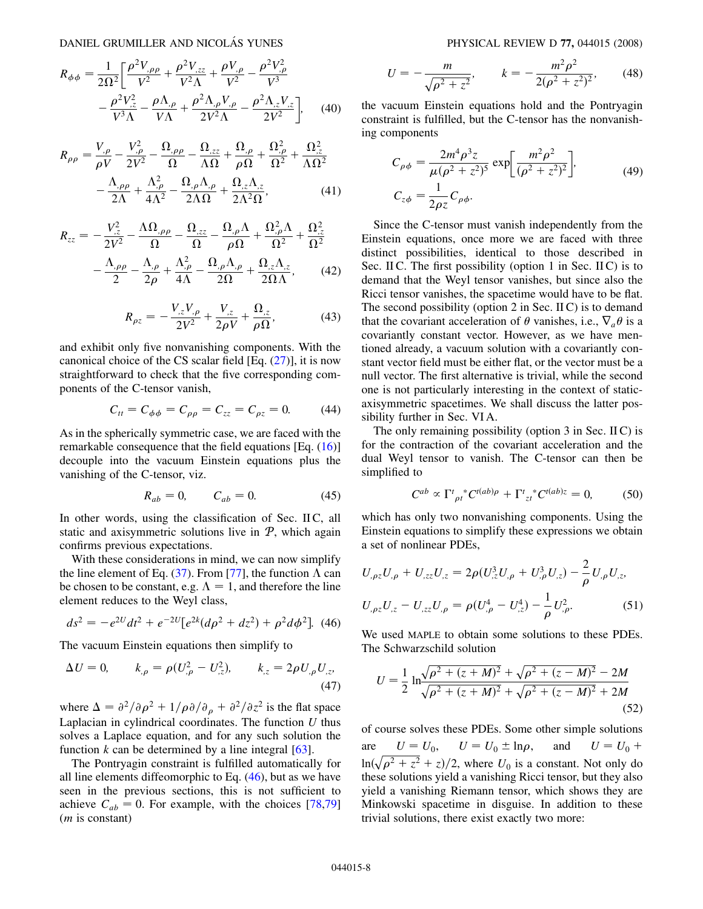$$R_{\phi\phi} = \frac{1}{2\Omega^2}\bigg[\frac{\rho^2 V_{,\rho\rho}}{V^2} + \frac{\rho^2 V_{,zz}}{V^2\Lambda} + \frac{\rho V_{,\rho}}{V^2} - \frac{\rho^2 V_{,\rho}^2}{V^3} - \frac{\rho^2 V_{,z}^2}{V^3\Lambda} - \frac{\rho\Lambda_{,\rho}}{V\Lambda} + \frac{\rho^2\Lambda_{,\rho}V_{,\rho}}{2V^2\Lambda} - \frac{\rho^2\Lambda_{,z}V_{,z}}{2V^2}\bigg], \tag{40}$$

$$R_{\rho\rho} = \frac{V_{,\rho}}{\rho V} - \frac{V_{,\rho}^2}{2V^2} - \frac{\Omega_{,\rho\rho}}{\Omega} - \frac{\Omega_{,zz}}{\Lambda\Omega} + \frac{\Omega_{,\rho}}{\rho\Omega} + \frac{\Omega_{,\rho}^2}{\Omega^2} + \frac{\Omega_{,z}^2}{\Lambda\Omega^2} - \frac{\Lambda_{,\rho\rho}}{2\Lambda} + \frac{\Lambda_{,\rho}^2}{4\Lambda^2} - \frac{\Omega_{,\rho}\Lambda_{,\rho}}{2\Lambda\Omega} + \frac{\Omega_{,z}\Lambda_{,z}}{2\Lambda^2\Omega}, \tag{41}$$

$$R_{zz} = -\frac{V_{,z}^2}{2V^2} - \frac{\Lambda\Omega_{,\rho\rho}}{\Omega} - \frac{\Omega_{,zz}}{\Omega} - \frac{\Omega_{,\rho}\Lambda}{\rho\Omega} + \frac{\Omega_{,\rho}^2\Lambda}{\Omega^2} + \frac{\Omega_{,z}^2}{\Omega^2} - \frac{\Lambda_{,\rho\rho}}{2} - \frac{\Lambda_{,\rho}}{2\rho} + \frac{\Lambda_{,\rho}^2}{4\Lambda} - \frac{\Omega_{,\rho}\Lambda_{,\rho}}{2\Omega} + \frac{\Omega_{,z}\Lambda_{,z}}{2\Omega\Lambda}, \tag{42}$$

$$R_{\rho z} = -\frac{V_{,z}V_{,\rho}}{2V^2} + \frac{V_{,z}}{2\rho V} + \frac{\Omega_{,z}}{\rho\Omega}, \tag{43}$$

and exhibit only five nonvanishing components. With the canonical choice of the CS scalar field [Eq. (27)], it is now straightforward to check that the five corresponding components of the C-tensor vanish,

$$C_{tt} = C_{\phi\phi} = C_{\rho\rho} = C_{zz} = C_{\rho z} = 0. \tag{44}$$

As in the spherically symmetric case, we are faced with the remarkable consequence that the field equations [Eq. (16)] decouple into the vacuum Einstein equations plus the vanishing of the C-tensor, viz.

$$R_{ab} = 0, \qquad C_{ab} = 0. \tag{45}$$

In other words, using the classification of Sec. II C, all static and axisymmetric solutions live in $\mathcal{P}$, which again confirms previous expectations.

With these considerations in mind, we can now simplify the line element of Eq. (37). From [77], the function $\Lambda$ can be chosen to be constant, e.g. $\Lambda = 1$, and therefore the line element reduces to the Weyl class,

$$ds^2 = -e^{2U}dt^2 + e^{-2U}[e^{2k}(d\rho^2 + dz^2) + \rho^2 d\phi^2]. \tag{46}$$

The vacuum Einstein equations then simplify to

$$\Delta U = 0, \qquad k_{,\rho} = \rho(U_{,\rho}^2 - U_{,z}^2), \qquad k_{,z} = 2\rho U_{,\rho}U_{,z}, \tag{47}$$

where $\Delta = \partial^2/\partial\rho^2 + 1/\rho\partial/\partial_\rho + \partial^2/\partial z^2$ is the flat space Laplacian in cylindrical coordinates. The function $U$ thus solves a Laplace equation, and for any such solution the function $k$ can be determined by a line integral [63].

The Pontryagin constraint is fulfilled automatically for all line elements diffeomorphic to Eq. (46), but as we have seen in the previous sections, this is not sufficient to achieve $C_{ab} = 0$. For example, with the choices [78,79] ($m$ is constant)

$$U = -\frac{m}{\sqrt{\rho^2 + z^2}}, \qquad k = -\frac{m^2\rho^2}{2(\rho^2 + z^2)^2}, \tag{48}$$

the vacuum Einstein equations hold and the Pontryagin constraint is fulfilled, but the C-tensor has the nonvanishing components

$$C_{\rho\phi} = \frac{2m^4\rho^3 z}{\mu(\rho^2 + z^2)^5}\exp\bigg[\frac{m^2\rho^2}{(\rho^2 + z^2)^2}\bigg], \qquad C_{z\phi} = \frac{1}{2\rho z}C_{\rho\phi}. \tag{49}$$

Since the C-tensor must vanish independently from the Einstein equations, once more we are faced with three distinct possibilities, identical to those described in Sec. II C. The first possibility (option 1 in Sec. II C) is to demand that the Weyl tensor vanishes, but since also the Ricci tensor vanishes, the spacetime would have to be flat. The second possibility (option 2 in Sec. II C) is to demand that the covariant acceleration of $\theta$ vanishes, i.e., $\nabla_a\theta$ is a covariantly constant vector. However, as we have mentioned already, a vacuum solution with a covariantly constant vector field must be either flat, or the vector must be a null vector. The first alternative is trivial, while the second one is not particularly interesting in the context of static-axisymmetric spacetimes. We shall discuss the latter possibility further in Sec. VI A.

The only remaining possibility (option 3 in Sec. II C) is for the contraction of the covariant acceleration and the dual Weyl tensor to vanish. The C-tensor can then be simplified to

$$C^{ab} \propto \Gamma^t{}_{\rho t}{}^*C^{t(ab)\rho} + \Gamma^t{}_{zt}{}^*C^{t(ab)z} = 0, \tag{50}$$

which has only two nonvanishing components. Using the Einstein equations to simplify these expressions we obtain a set of nonlinear PDEs,

$$U_{,\rho z}U_{,\rho} + U_{,zz}U_{,z} = 2\rho(U_{,z}^3U_{,\rho} + U_{,\rho}^3U_{,z}) - \frac{2}{\rho}U_{,\rho}U_{,z},$$
$$U_{,\rho z}U_{,z} - U_{,zz}U_{,\rho} = \rho(U_{,\rho}^4 - U_{,z}^4) - \frac{1}{\rho}U_{,\rho}^2. \tag{51}$$

We used MAPLE to obtain some solutions to these PDEs. The Schwarzschild solution

$$U = \frac{1}{2}\ln\frac{\sqrt{\rho^2 + (z+M)^2} + \sqrt{\rho^2 + (z-M)^2} - 2M}{\sqrt{\rho^2 + (z+M)^2} + \sqrt{\rho^2 + (z-M)^2} + 2M} \tag{52}$$

of course solves these PDEs. Some other simple solutions are $U = U_0$, $U = U_0 \pm \ln\rho$, and $U = U_0 + \ln(\sqrt{\rho^2 + z^2} + z)/2$, where $U_0$ is a constant. Not only do these solutions yield a vanishing Ricci tensor, but they also yield a vanishing Riemann tensor, which shows they are Minkowski spacetime in disguise. In addition to these trivial solutions, there exist exactly two more: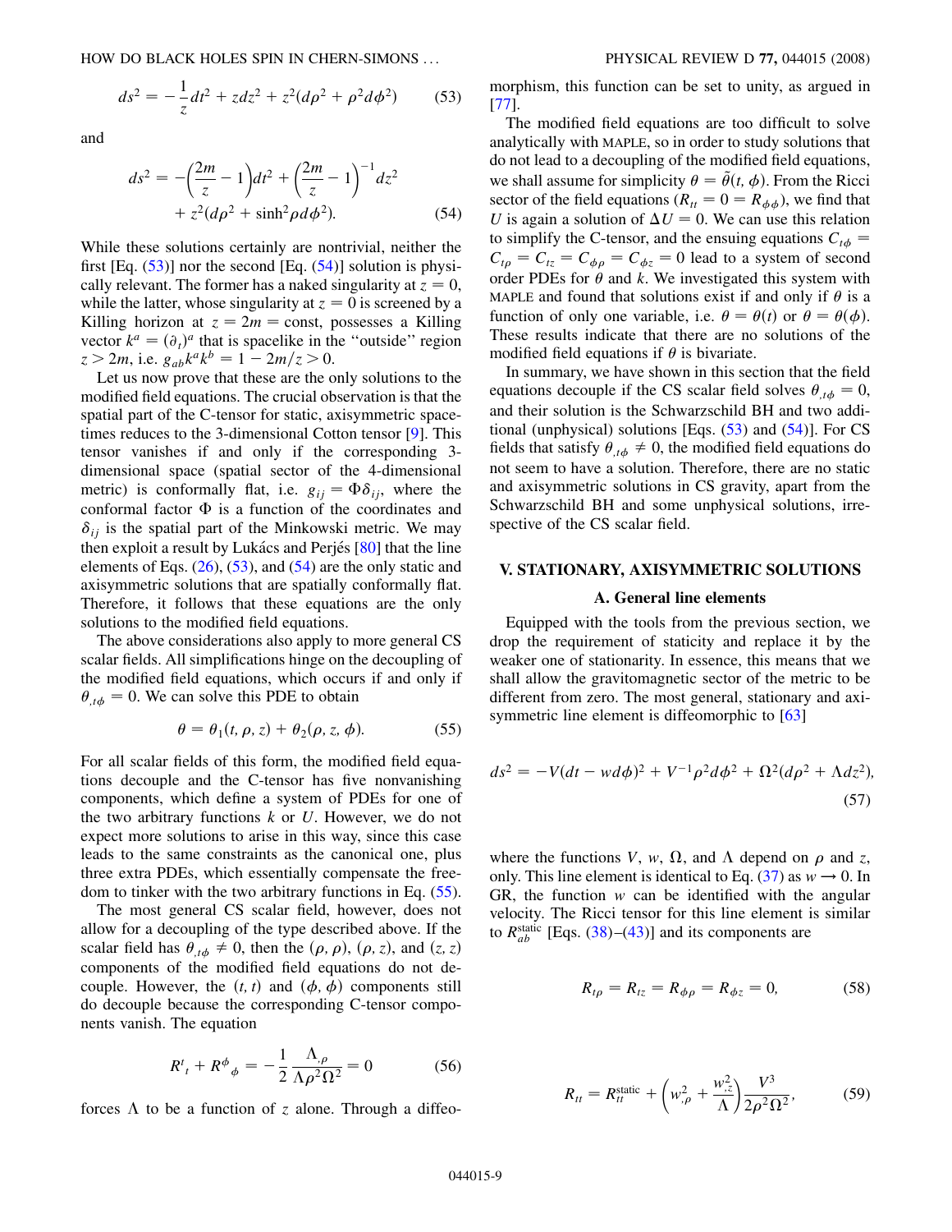$$ds^2 = -\frac{1}{z}dt^2 + zdz^2 + z^2(d\rho^2 + \rho^2 d\phi^2) \qquad (53)$$

and

$$ds^2 = -\left(\frac{2m}{z} - 1\right)dt^2 + \left(\frac{2m}{z} - 1\right)^{-1}dz^2 + z^2(d\rho^2 + \sinh^2\rho d\phi^2). \qquad (54)$$

While these solutions certainly are nontrivial, neither the first [Eq. (53)] nor the second [Eq. (54)] solution is physically relevant. The former has a naked singularity at $z = 0$, while the latter, whose singularity at $z = 0$ is screened by a Killing horizon at $z = 2m = \text{const}$, possesses a Killing vector $k^a = (\partial_t)^a$ that is spacelike in the "outside" region $z > 2m$, i.e. $g_{ab}k^a k^b = 1 - 2m/z > 0$.

Let us now prove that these are the only solutions to the modified field equations. The crucial observation is that the spatial part of the C-tensor for static, axisymmetric spacetimes reduces to the 3-dimensional Cotton tensor [9]. This tensor vanishes if and only if the corresponding 3-dimensional space (spatial sector of the 4-dimensional metric) is conformally flat, i.e. $g_{ij} = \Phi\delta_{ij}$, where the conformal factor $\Phi$ is a function of the coordinates and $\delta_{ij}$ is the spatial part of the Minkowski metric. We may then exploit a result by Lukács and Perjés [80] that the line elements of Eqs. (26), (53), and (54) are the only static and axisymmetric solutions that are spatially conformally flat. Therefore, it follows that these equations are the only solutions to the modified field equations.

The above considerations also apply to more general CS scalar fields. All simplifications hinge on the decoupling of the modified field equations, which occurs if and only if $\theta_{,t\phi} = 0$. We can solve this PDE to obtain

$$\theta = \theta_1(t, \rho, z) + \theta_2(\rho, z, \phi). \qquad (55)$$

For all scalar fields of this form, the modified field equations decouple and the C-tensor has five nonvanishing components, which define a system of PDEs for one of the two arbitrary functions $k$ or $U$. However, we do not expect more solutions to arise in this way, since this case leads to the same constraints as the canonical one, plus three extra PDEs, which essentially compensate the freedom to tinker with the two arbitrary functions in Eq. (55).

The most general CS scalar field, however, does not allow for a decoupling of the type described above. If the scalar field has $\theta_{,t\phi} \neq 0$, then the $(\rho, \rho)$, $(\rho, z)$, and $(z, z)$ components of the modified field equations do not decouple. However, the $(t, t)$ and $(\phi, \phi)$ components still do decouple because the corresponding C-tensor components vanish. The equation

$$R^t{}_t + R^\phi{}_\phi = -\frac{1}{2}\frac{\Lambda_{,\rho}}{\Lambda\rho^2\Omega^2} = 0 \qquad (56)$$

forces $\Lambda$ to be a function of $z$ alone. Through a diffeomorphism, this function can be set to unity, as argued in [77].

The modified field equations are too difficult to solve analytically with MAPLE, so in order to study solutions that do not lead to a decoupling of the modified field equations, we shall assume for simplicity $\theta = \tilde{\theta}(t, \phi)$. From the Ricci sector of the field equations ($R_{tt} = 0 = R_{\phi\phi}$), we find that $U$ is again a solution of $\Delta U = 0$. We can use this relation to simplify the C-tensor, and the ensuing equations $C_{t\phi} = C_{t\rho} = C_{tz} = C_{\phi\rho} = C_{\phi z} = 0$ lead to a system of second order PDEs for $\theta$ and $k$. We investigated this system with MAPLE and found that solutions exist if and only if $\theta$ is a function of only one variable, i.e. $\theta = \theta(t)$ or $\theta = \theta(\phi)$. These results indicate that there are no solutions of the modified field equations if $\theta$ is bivariate.

In summary, we have shown in this section that the field equations decouple if the CS scalar field solves $\theta_{,t\phi} = 0$, and their solution is the Schwarzschild BH and two additional (unphysical) solutions [Eqs. (53) and (54)]. For CS fields that satisfy $\theta_{,t\phi} \neq 0$, the modified field equations do not seem to have a solution. Therefore, there are no static and axisymmetric solutions in CS gravity, apart from the Schwarzschild BH and some unphysical solutions, irrespective of the CS scalar field.

## V. STATIONARY, AXISYMMETRIC SOLUTIONS

### A. General line elements

Equipped with the tools from the previous section, we drop the requirement of staticity and replace it by the weaker one of stationarity. In essence, this means that we shall allow the gravitomagnetic sector of the metric to be different from zero. The most general, stationary and axisymmetric line element is diffeomorphic to [63]

$$ds^2 = -V(dt - wd\phi)^2 + V^{-1}\rho^2 d\phi^2 + \Omega^2(d\rho^2 + \Lambda dz^2), \qquad (57)$$

where the functions $V$, $w$, $\Omega$, and $\Lambda$ depend on $\rho$ and $z$, only. This line element is identical to Eq. (37) as $w \to 0$. In GR, the function $w$ can be identified with the angular velocity. The Ricci tensor for this line element is similar to $R_{ab}^{\text{static}}$ [Eqs. (38)–(43)] and its components are

$$R_{t\rho} = R_{tz} = R_{\phi\rho} = R_{\phi z} = 0, \qquad (58)$$

$$R_{tt} = R_{tt}^{\text{static}} + \left(w_{,\rho}^2 + \frac{w_{,z}^2}{\Lambda}\right)\frac{V^3}{2\rho^2\Omega^2}, \qquad (59)$$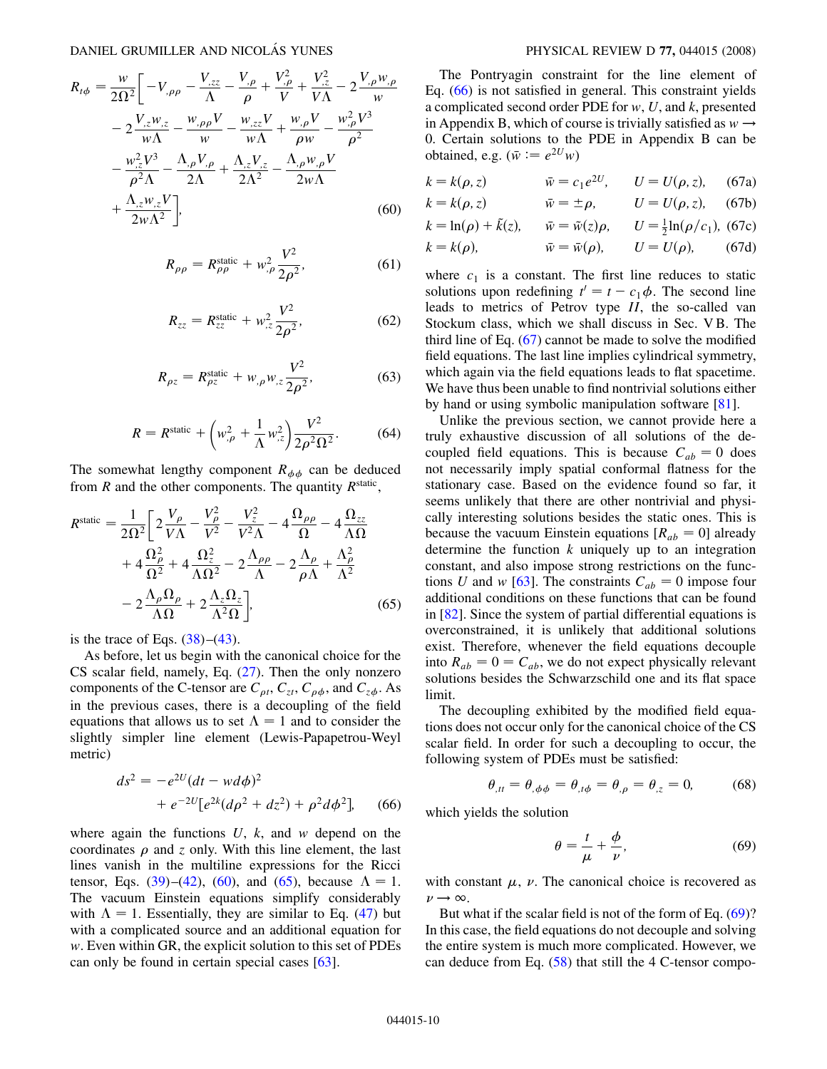$$
\begin{aligned}
R_{t\phi} = \frac{w}{2\Omega^2}\bigg[& -V_{,\rho\rho} - \frac{V_{,zz}}{\Lambda} - \frac{V_{,\rho}}{\rho} + \frac{V_{,\rho}^2}{V} + \frac{V_{,z}^2}{V\Lambda} - 2\frac{V_{,\rho}w_{,\rho}}{w} \\
& - 2\frac{V_{,z}w_{,z}}{w\Lambda} - \frac{w_{,\rho\rho}V}{w} - \frac{w_{,zz}V}{w\Lambda} + \frac{w_{,\rho}V}{\rho w} - \frac{w_{,\rho}^2 V^3}{\rho^2} \\
& - \frac{w_{,z}^2 V^3}{\rho^2 \Lambda} - \frac{\Lambda_{,\rho}V_{,\rho}}{2\Lambda} + \frac{\Lambda_{,z}V_{,z}}{2\Lambda^2} - \frac{\Lambda_{,\rho}w_{,\rho}V}{2w\Lambda} \\
& + \frac{\Lambda_{,z}w_{,z}V}{2w\Lambda^2}\bigg],
\end{aligned} \tag{60}
$$

$$
R_{\rho\rho} = R^{\text{static}}_{\rho\rho} + w_{,\rho}^2 \frac{V^2}{2\rho^2}, \tag{61}
$$

$$
R_{zz} = R^{\text{static}}_{zz} + w_{,z}^2 \frac{V^2}{2\rho^2}, \tag{62}
$$

$$
R_{\rho z} = R^{\text{static}}_{\rho z} + w_{,\rho}w_{,z} \frac{V^2}{2\rho^2}, \tag{63}
$$

$$
R = R^{\text{static}} + \left(w_{,\rho}^2 + \frac{1}{\Lambda}w_{,z}^2\right)\frac{V^2}{2\rho^2\Omega^2}. \tag{64}
$$

The somewhat lengthy component $R_{\phi\phi}$ can be deduced from $R$ and the other components. The quantity $R^{\text{static}}$,

$$
\begin{aligned}
R^{\text{static}} = \frac{1}{2\Omega^2}\bigg[& 2\frac{V_\rho}{V\Lambda} - \frac{V_\rho^2}{V^2} - \frac{V_z^2}{V^2\Lambda} - 4\frac{\Omega_{\rho\rho}}{\Omega} - 4\frac{\Omega_{zz}}{\Lambda\Omega} \\
& + 4\frac{\Omega_\rho^2}{\Omega^2} + 4\frac{\Omega_z^2}{\Lambda\Omega^2} - 2\frac{\Lambda_{\rho\rho}}{\Lambda} - 2\frac{\Lambda_\rho}{\rho\Lambda} + \frac{\Lambda_\rho^2}{\Lambda^2} \\
& - 2\frac{\Lambda_\rho\Omega_\rho}{\Lambda\Omega} + 2\frac{\Lambda_z\Omega_z}{\Lambda^2\Omega}\bigg],
\end{aligned} \tag{65}
$$

is the trace of Eqs. (38)–(43).

As before, let us begin with the canonical choice for the CS scalar field, namely, Eq. (27). Then the only nonzero components of the C-tensor are $C_{\rho t}$, $C_{zt}$, $C_{\rho\phi}$, and $C_{z\phi}$. As in the previous cases, there is a decoupling of the field equations that allows us to set $\Lambda = 1$ and to consider the slightly simpler line element (Lewis-Papapetrou-Weyl metric)

$$
ds^2 = -e^{2U}(dt - w d\phi)^2 + e^{-2U}[e^{2k}(d\rho^2 + dz^2) + \rho^2 d\phi^2], \tag{66}
$$

where again the functions $U$, $k$, and $w$ depend on the coordinates $\rho$ and $z$ only. With this line element, the last lines vanish in the multiline expressions for the Ricci tensor, Eqs. (39)–(42), (60), and (65), because $\Lambda = 1$. The vacuum Einstein equations simplify considerably with $\Lambda = 1$. Essentially, they are similar to Eq. (47) but with a complicated source and an additional equation for $w$. Even within GR, the explicit solution to this set of PDEs can only be found in certain special cases [63].

The Pontryagin constraint for the line element of Eq. (66) is not satisfied in general. This constraint yields a complicated second order PDE for $w$, $U$, and $k$, presented in Appendix B, which of course is trivially satisfied as $w \to 0$. Certain solutions to the PDE in Appendix B can be obtained, e.g. ($\bar{w} := e^{2U}w$)

$$
\begin{aligned}
&k = k(\rho, z) && \bar{w} = c_1 e^{2U}, && U = U(\rho, z), && \text{(67a)}\\
&k = k(\rho, z) && \bar{w} = \pm\rho, && U = U(\rho, z), && \text{(67b)}\\
&k = \ln(\rho) + \tilde{k}(z), && \bar{w} = \tilde{w}(z)\rho, && U = \tfrac{1}{2}\ln(\rho/c_1), && \text{(67c)}\\
&k = k(\rho), && \bar{w} = \bar{w}(\rho), && U = U(\rho), && \text{(67d)}
\end{aligned}
$$

where $c_1$ is a constant. The first line reduces to static solutions upon redefining $t' = t - c_1\phi$. The second line leads to metrics of Petrov type $II$, the so-called van Stockum class, which we shall discuss in Sec. V B. The third line of Eq. (67) cannot be made to solve the modified field equations. The last line implies cylindrical symmetry, which again via the field equations leads to flat spacetime. We have thus been unable to find nontrivial solutions either by hand or using symbolic manipulation software [81].

Unlike the previous section, we cannot provide here a truly exhaustive discussion of all solutions of the decoupled field equations. This is because $C_{ab} = 0$ does not necessarily imply spatial conformal flatness for the stationary case. Based on the evidence found so far, it seems unlikely that there are other nontrivial and physically interesting solutions besides the static ones. This is because the vacuum Einstein equations [$R_{ab} = 0$] already determine the function $k$ uniquely up to an integration constant, and also impose strong restrictions on the functions $U$ and $w$ [63]. The constraints $C_{ab} = 0$ impose four additional conditions on these functions that can be found in [82]. Since the system of partial differential equations is overconstrained, it is unlikely that additional solutions exist. Therefore, whenever the field equations decouple into $R_{ab} = 0 = C_{ab}$, we do not expect physically relevant solutions besides the Schwarzschild one and its flat space limit.

The decoupling exhibited by the modified field equations does not occur only for the canonical choice of the CS scalar field. In order for such a decoupling to occur, the following system of PDEs must be satisfied:

$$
\theta_{,tt} = \theta_{,\phi\phi} = \theta_{,t\phi} = \theta_{,\rho} = \theta_{,z} = 0, \tag{68}
$$

which yields the solution

$$
\theta = \frac{t}{\mu} + \frac{\phi}{\nu}, \tag{69}
$$

with constant $\mu$, $\nu$. The canonical choice is recovered as $\nu \to \infty$.

But what if the scalar field is not of the form of Eq. (69)? In this case, the field equations do not decouple and solving the entire system is much more complicated. However, we can deduce from Eq. (58) that still the 4 C-tensor compo-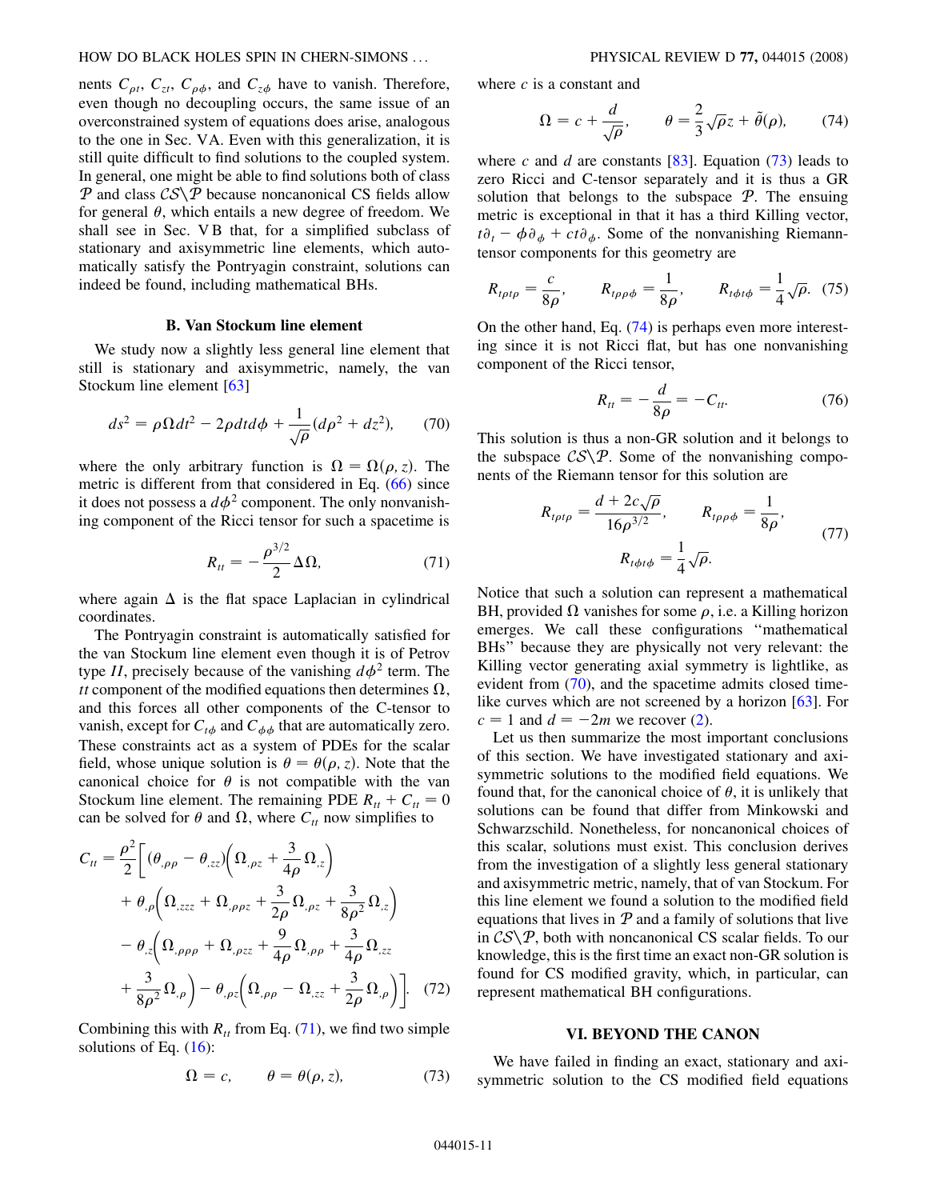nents $C_{\rho t}$, $C_{zt}$, $C_{\rho\phi}$, and $C_{z\phi}$ have to vanish. Therefore, even though no decoupling occurs, the same issue of an overconstrained system of equations does arise, analogous to the one in Sec. V A. Even with this generalization, it is still quite difficult to find solutions to the coupled system. In general, one might be able to find solutions both of class $\mathcal{P}$ and class $\mathcal{CS}\backslash\mathcal{P}$ because noncanonical CS fields allow for general $\theta$, which entails a new degree of freedom. We shall see in Sec. V B that, for a simplified subclass of stationary and axisymmetric line elements, which automatically satisfy the Pontryagin constraint, solutions can indeed be found, including mathematical BHs.

### B. Van Stockum line element

We study now a slightly less general line element that still is stationary and axisymmetric, namely, the van Stockum line element [63]

$$ds^2 = \rho\Omega dt^2 - 2\rho dt d\phi + \frac{1}{\sqrt{\rho}}(d\rho^2 + dz^2), \qquad (70)$$

where the only arbitrary function is $\Omega = \Omega(\rho, z)$. The metric is different from that considered in Eq. (66) since it does not possess a $d\phi^2$ component. The only nonvanishing component of the Ricci tensor for such a spacetime is

$$R_{tt} = -\frac{\rho^{3/2}}{2}\Delta\Omega, \qquad (71)$$

where again $\Delta$ is the flat space Laplacian in cylindrical coordinates.

The Pontryagin constraint is automatically satisfied for the van Stockum line element even though it is of Petrov type *II*, precisely because of the vanishing $d\phi^2$ term. The $tt$ component of the modified equations then determines $\Omega$, and this forces all other components of the C-tensor to vanish, except for $C_{t\phi}$ and $C_{\phi\phi}$ that are automatically zero. These constraints act as a system of PDEs for the scalar field, whose unique solution is $\theta = \theta(\rho, z)$. Note that the canonical choice for $\theta$ is not compatible with the van Stockum line element. The remaining PDE $R_{tt} + C_{tt} = 0$ can be solved for $\theta$ and $\Omega$, where $C_{tt}$ now simplifies to

$$\begin{aligned}
C_{tt} = \frac{\rho^2}{2}\bigg[&(\theta_{,\rho\rho} - \theta_{,zz})\left(\Omega_{,\rho z} + \frac{3}{4\rho}\Omega_{,z}\right) \\
&+ \theta_{,\rho}\left(\Omega_{,zzz} + \Omega_{,\rho\rho z} + \frac{3}{2\rho}\Omega_{,\rho z} + \frac{3}{8\rho^2}\Omega_{,z}\right) \\
&- \theta_{,z}\bigg(\Omega_{,\rho\rho\rho} + \Omega_{,\rho zz} + \frac{9}{4\rho}\Omega_{,\rho\rho} + \frac{3}{4\rho}\Omega_{,zz} \\
&+ \frac{3}{8\rho^2}\Omega_{,\rho}\bigg) - \theta_{,\rho z}\left(\Omega_{,\rho\rho} - \Omega_{,zz} + \frac{3}{2\rho}\Omega_{,\rho}\right)\bigg]. \qquad (72)
\end{aligned}$$

Combining this with $R_{tt}$ from Eq. (71), we find two simple solutions of Eq. (16):

$$\Omega = c, \qquad \theta = \theta(\rho, z), \qquad (73)$$

where $c$ is a constant and

$$\Omega = c + \frac{d}{\sqrt{\rho}}, \qquad \theta = \frac{2}{3}\sqrt{\rho}z + \tilde{\theta}(\rho), \qquad (74)$$

where $c$ and $d$ are constants [83]. Equation (73) leads to zero Ricci and C-tensor separately and it is thus a GR solution that belongs to the subspace $\mathcal{P}$. The ensuing metric is exceptional in that it has a third Killing vector, $t\partial_t - \phi\partial_\phi + ct\partial_\phi$. Some of the nonvanishing Riemann-tensor components for this geometry are

$$R_{t\rho t\rho} = \frac{c}{8\rho}, \qquad R_{t\rho\rho\phi} = \frac{1}{8\rho}, \qquad R_{t\phi t\phi} = \frac{1}{4}\sqrt{\rho}. \quad (75)$$

On the other hand, Eq. (74) is perhaps even more interesting since it is not Ricci flat, but has one nonvanishing component of the Ricci tensor,

$$R_{tt} = -\frac{d}{8\rho} = -C_{tt}. \qquad (76)$$

This solution is thus a non-GR solution and it belongs to the subspace $\mathcal{CS}\backslash\mathcal{P}$. Some of the nonvanishing components of the Riemann tensor for this solution are

$$R_{t\rho t\rho} = \frac{d + 2c\sqrt{\rho}}{16\rho^{3/2}}, \qquad R_{t\rho\rho\phi} = \frac{1}{8\rho}, \qquad R_{t\phi t\phi} = \frac{1}{4}\sqrt{\rho}. \qquad (77)$$

Notice that such a solution can represent a mathematical BH, provided $\Omega$ vanishes for some $\rho$, i.e. a Killing horizon emerges. We call these configurations "mathematical BHs" because they are physically not very relevant: the Killing vector generating axial symmetry is lightlike, as evident from (70), and the spacetime admits closed timelike curves which are not screened by a horizon [63]. For $c = 1$ and $d = -2m$ we recover (2).

Let us then summarize the most important conclusions of this section. We have investigated stationary and axisymmetric solutions to the modified field equations. We found that, for the canonical choice of $\theta$, it is unlikely that solutions can be found that differ from Minkowski and Schwarzschild. Nonetheless, for noncanonical choices of this scalar, solutions must exist. This conclusion derives from the investigation of a slightly less general stationary and axisymmetric metric, namely, that of van Stockum. For this line element we found a solution to the modified field equations that lives in $\mathcal{P}$ and a family of solutions that live in $\mathcal{CS}\backslash\mathcal{P}$, both with noncanonical CS scalar fields. To our knowledge, this is the first time an exact non-GR solution is found for CS modified gravity, which, in particular, can represent mathematical BH configurations.

## VI. BEYOND THE CANON

We have failed in finding an exact, stationary and axisymmetric solution to the CS modified field equations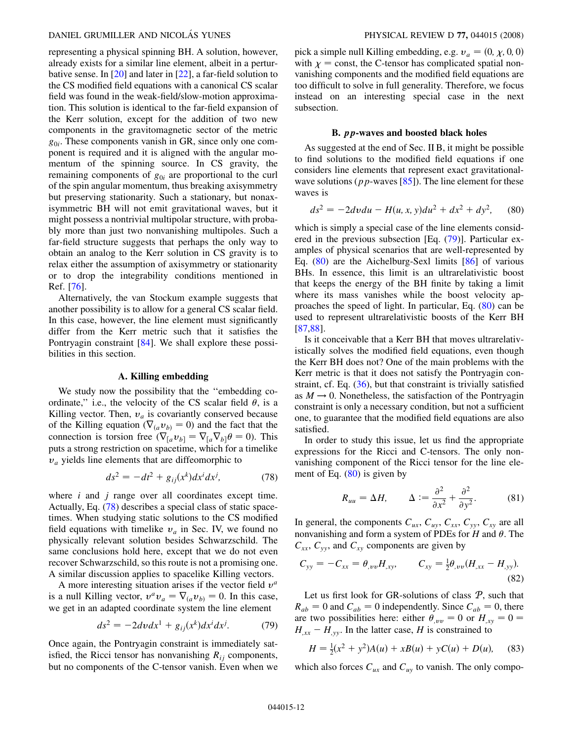representing a physical spinning BH. A solution, however, already exists for a similar line element, albeit in a perturbative sense. In [20] and later in [22], a far-field solution to the CS modified field equations with a canonical CS scalar field was found in the weak-field/slow-motion approximation. This solution is identical to the far-field expansion of the Kerr solution, except for the addition of two new components in the gravitomagnetic sector of the metric $g_{0i}$. These components vanish in GR, since only one component is required and it is aligned with the angular momentum of the spinning source. In CS gravity, the remaining components of $g_{0i}$ are proportional to the curl of the spin angular momentum, thus breaking axisymmetry but preserving stationarity. Such a stationary, but nonaxisymmetric BH will not emit gravitational waves, but it might possess a nontrivial multipolar structure, with probably more than just two nonvanishing multipoles. Such a far-field structure suggests that perhaps the only way to obtain an analog to the Kerr solution in CS gravity is to relax either the assumption of axisymmetry or stationarity or to drop the integrability conditions mentioned in Ref. [76].

Alternatively, the van Stockum example suggests that another possibility is to allow for a general CS scalar field. In this case, however, the line element must significantly differ from the Kerr metric such that it satisfies the Pontryagin constraint [84]. We shall explore these possibilities in this section.

### A. Killing embedding

We study now the possibility that the "embedding coordinate," i.e., the velocity of the CS scalar field $\theta$, is a Killing vector. Then, $v_a$ is covariantly conserved because of the Killing equation ($\nabla_{(a}v_{b)} = 0$) and the fact that the connection is torsion free ($\nabla_{[a}v_{b]} = \nabla_{[a}\nabla_{b]}\theta = 0$). This puts a strong restriction on spacetime, which for a timelike $v_a$ yields line elements that are diffeomorphic to

$$ds^2 = -dt^2 + g_{ij}(x^k)dx^i dx^j, \tag{78}$$

where $i$ and $j$ range over all coordinates except time. Actually, Eq. (78) describes a special class of static spacetimes. When studying static solutions to the CS modified field equations with timelike $v_a$ in Sec. IV, we found no physically relevant solution besides Schwarzschild. The same conclusions hold here, except that we do not even recover Schwarzschild, so this route is not a promising one. A similar discussion applies to spacelike Killing vectors.

A more interesting situation arises if the vector field $v^a$ is a null Killing vector, $v^a v_a = \nabla_{(a}v_{b)} = 0$. In this case, we get in an adapted coordinate system the line element

$$ds^2 = -2dv dx^1 + g_{ij}(x^k)dx^i dx^j. \tag{79}$$

Once again, the Pontryagin constraint is immediately satisfied, the Ricci tensor has nonvanishing $R_{ij}$ components, but no components of the C-tensor vanish. Even when we pick a simple null Killing embedding, e.g. $v_a = (0, \chi, 0, 0)$ with $\chi = \text{const}$, the C-tensor has complicated spatial nonvanishing components and the modified field equations are too difficult to solve in full generality. Therefore, we focus instead on an interesting special case in the next subsection.

### B. *pp*-waves and boosted black holes

As suggested at the end of Sec. II B, it might be possible to find solutions to the modified field equations if one considers line elements that represent exact gravitational-wave solutions (*pp*-waves [85]). The line element for these waves is

$$ds^2 = -2dv du - H(u, x, y)du^2 + dx^2 + dy^2, \tag{80}$$

which is simply a special case of the line elements considered in the previous subsection [Eq. (79)]. Particular examples of physical scenarios that are well-represented by Eq. (80) are the Aichelburg-Sexl limits [86] of various BHs. In essence, this limit is an ultrarelativistic boost that keeps the energy of the BH finite by taking a limit where its mass vanishes while the boost velocity approaches the speed of light. In particular, Eq. (80) can be used to represent ultrarelativistic boosts of the Kerr BH [87,88].

Is it conceivable that a Kerr BH that moves ultrarelativistically solves the modified field equations, even though the Kerr BH does not? One of the main problems with the Kerr metric is that it does not satisfy the Pontryagin constraint, cf. Eq. (36), but that constraint is trivially satisfied as $M \to 0$. Nonetheless, the satisfaction of the Pontryagin constraint is only a necessary condition, but not a sufficient one, to guarantee that the modified field equations are also satisfied.

In order to study this issue, let us find the appropriate expressions for the Ricci and C-tensors. The only nonvanishing component of the Ricci tensor for the line element of Eq. (80) is given by

$$R_{uu} = \Delta H, \qquad \Delta := \frac{\partial^2}{\partial x^2} + \frac{\partial^2}{\partial y^2}. \tag{81}$$

In general, the components $C_{ux}$, $C_{uy}$, $C_{xx}$, $C_{yy}$, $C_{xy}$ are all nonvanishing and form a system of PDEs for $H$ and $\theta$. The $C_{xx}$, $C_{yy}$, and $C_{xy}$ components are given by

$$C_{yy} = -C_{xx} = \theta_{,vv}H_{,xy}, \qquad C_{xy} = \tfrac{1}{2}\theta_{,vv}(H_{,xx} - H_{,yy}). \tag{82}$$

Let us first look for GR-solutions of class $\mathcal{P}$, such that $R_{ab} = 0$ and $C_{ab} = 0$ independently. Since $C_{ab} = 0$, there are two possibilities here: either $\theta_{,vv} = 0$ or $H_{,xy} = 0 = H_{,xx} - H_{,yy}$. In the latter case, $H$ is constrained to

$$H = \tfrac{1}{2}(x^2 + y^2)A(u) + xB(u) + yC(u) + D(u), \tag{83}$$

which also forces $C_{ux}$ and $C_{uy}$ to vanish. The only compo-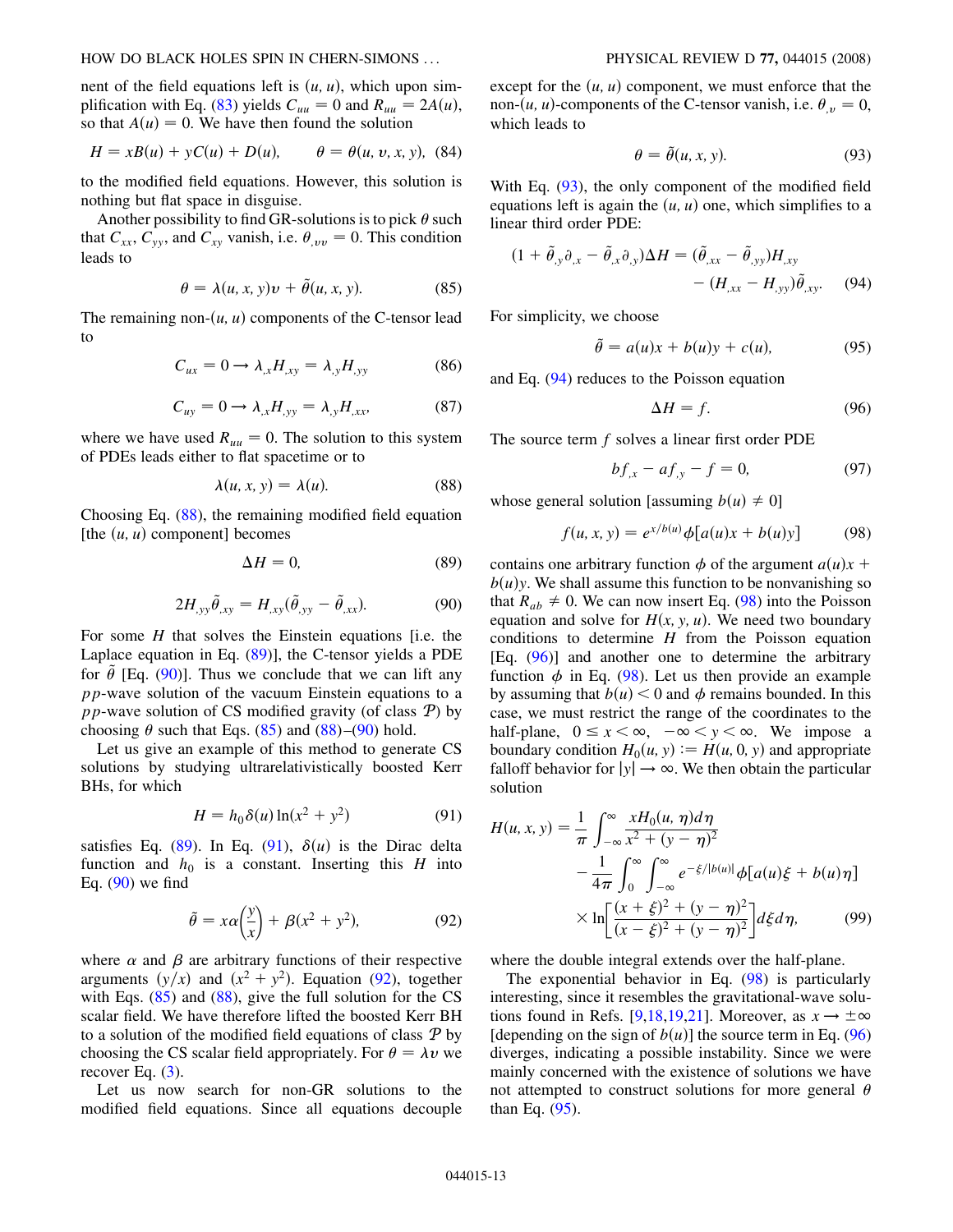nent of the field equations left is $(u, u)$, which upon simplification with Eq. (83) yields $C_{uu} = 0$ and $R_{uu} = 2A(u)$, so that $A(u) = 0$. We have then found the solution

$$H = xB(u) + yC(u) + D(u), \qquad \theta = \theta(u, v, x, y), \quad (84)$$

to the modified field equations. However, this solution is nothing but flat space in disguise.

Another possibility to find GR-solutions is to pick $\theta$ such that $C_{xx}$, $C_{yy}$, and $C_{xy}$ vanish, i.e. $\theta_{,vv} = 0$. This condition leads to

$$\theta = \lambda(u, x, y)v + \tilde{\theta}(u, x, y). \quad (85)$$

The remaining non-$(u, u)$ components of the C-tensor lead to

$$C_{ux} = 0 \rightarrow \lambda_{,x} H_{,xy} = \lambda_{,y} H_{,yy} \quad (86)$$

$$C_{uy} = 0 \rightarrow \lambda_{,x} H_{,yy} = \lambda_{,y} H_{,xx}, \quad (87)$$

where we have used $R_{uu} = 0$. The solution to this system of PDEs leads either to flat spacetime or to

$$\lambda(u, x, y) = \lambda(u). \quad (88)$$

Choosing Eq. (88), the remaining modified field equation [the $(u, u)$ component] becomes

$$\Delta H = 0, \quad (89)$$

$$2H_{,yy}\tilde{\theta}_{,xy} = H_{,xy}(\tilde{\theta}_{,yy} - \tilde{\theta}_{,xx}). \quad (90)$$

For some $H$ that solves the Einstein equations [i.e. the Laplace equation in Eq. (89)], the C-tensor yields a PDE for $\tilde{\theta}$ [Eq. (90)]. Thus we conclude that we can lift any *pp*-wave solution of the vacuum Einstein equations to a *pp*-wave solution of CS modified gravity (of class $\mathcal{P}$) by choosing $\theta$ such that Eqs. (85) and (88)–(90) hold.

Let us give an example of this method to generate CS solutions by studying ultrarelativistically boosted Kerr BHs, for which

$$H = h_0 \delta(u) \ln(x^2 + y^2) \quad (91)$$

satisfies Eq. (89). In Eq. (91), $\delta(u)$ is the Dirac delta function and $h_0$ is a constant. Inserting this $H$ into Eq. (90) we find

$$\tilde{\theta} = x\alpha\left(\frac{y}{x}\right) + \beta(x^2 + y^2), \quad (92)$$

where $\alpha$ and $\beta$ are arbitrary functions of their respective arguments $(y/x)$ and $(x^2 + y^2)$. Equation (92), together with Eqs. (85) and (88), give the full solution for the CS scalar field. We have therefore lifted the boosted Kerr BH to a solution of the modified field equations of class $\mathcal{P}$ by choosing the CS scalar field appropriately. For $\theta = \lambda v$ we recover Eq. (3).

Let us now search for non-GR solutions to the modified field equations. Since all equations decouple except for the $(u, u)$ component, we must enforce that the non-$(u, u)$-components of the C-tensor vanish, i.e. $\theta_{,v} = 0$, which leads to

$$\theta = \tilde{\theta}(u, x, y). \quad (93)$$

With Eq. (93), the only component of the modified field equations left is again the $(u, u)$ one, which simplifies to a linear third order PDE:

$$(1 + \tilde{\theta}_{,y}\partial_x - \tilde{\theta}_{,x}\partial_y)\Delta H = (\tilde{\theta}_{,xx} - \tilde{\theta}_{,yy})H_{,xy} - (H_{,xx} - H_{,yy})\tilde{\theta}_{,xy}. \quad (94)$$

For simplicity, we choose

$$\tilde{\theta} = a(u)x + b(u)y + c(u), \quad (95)$$

and Eq. (94) reduces to the Poisson equation

$$\Delta H = f. \quad (96)$$

The source term $f$ solves a linear first order PDE

$$bf_{,x} - af_{,y} - f = 0, \quad (97)$$

whose general solution [assuming $b(u) \neq 0$]

$$f(u, x, y) = e^{x/b(u)}\phi[a(u)x + b(u)y] \quad (98)$$

contains one arbitrary function $\phi$ of the argument $a(u)x + b(u)y$. We shall assume this function to be nonvanishing so that $R_{ab} \neq 0$. We can now insert Eq. (98) into the Poisson equation and solve for $H(x, y, u)$. We need two boundary conditions to determine $H$ from the Poisson equation [Eq. (96)] and another one to determine the arbitrary function $\phi$ in Eq. (98). Let us then provide an example by assuming that $b(u) < 0$ and $\phi$ remains bounded. In this case, we must restrict the range of the coordinates to the half-plane, $0 \leq x < \infty$, $-\infty < y < \infty$. We impose a boundary condition $H_0(u, y) := H(u, 0, y)$ and appropriate falloff behavior for $|y| \rightarrow \infty$. We then obtain the particular solution

$$H(u, x, y) = \frac{1}{\pi}\int_{-\infty}^{\infty} \frac{xH_0(u, \eta)d\eta}{x^2 + (y - \eta)^2} - \frac{1}{4\pi}\int_0^{\infty}\int_{-\infty}^{\infty} e^{-\xi/|b(u)|}\phi[a(u)\xi + b(u)\eta] \times \ln\left[\frac{(x + \xi)^2 + (y - \eta)^2}{(x - \xi)^2 + (y - \eta)^2}\right]d\xi d\eta, \quad (99)$$

where the double integral extends over the half-plane.

The exponential behavior in Eq. (98) is particularly interesting, since it resembles the gravitational-wave solutions found in Refs. [9,18,19,21]. Moreover, as $x \rightarrow \pm\infty$ [depending on the sign of $b(u)$] the source term in Eq. (96) diverges, indicating a possible instability. Since we were mainly concerned with the existence of solutions we have not attempted to construct solutions for more general $\theta$ than Eq. (95).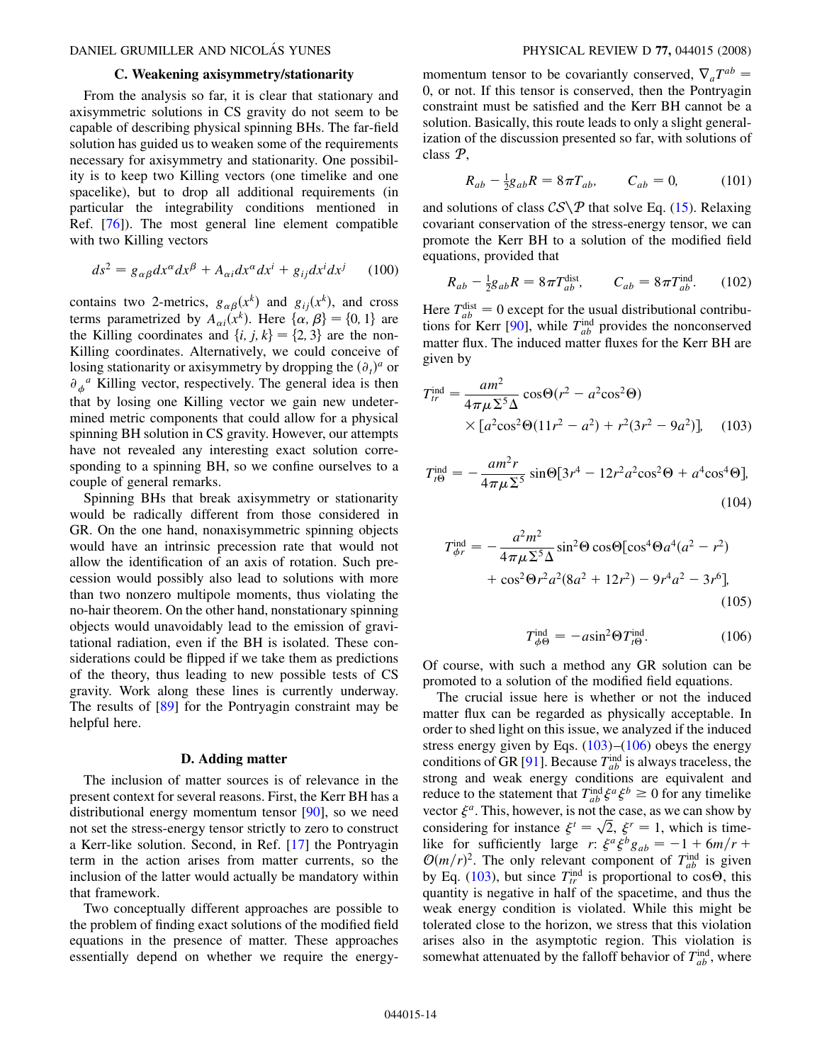### C. Weakening axisymmetry/stationarity

From the analysis so far, it is clear that stationary and axisymmetric solutions in CS gravity do not seem to be capable of describing physical spinning BHs. The far-field solution has guided us to weaken some of the requirements necessary for axisymmetry and stationarity. One possibility is to keep two Killing vectors (one timelike and one spacelike), but to drop all additional requirements (in particular the integrability conditions mentioned in Ref. [76]). The most general line element compatible with two Killing vectors

$$ds^2 = g_{\alpha\beta}dx^\alpha dx^\beta + A_{\alpha i}dx^\alpha dx^i + g_{ij}dx^i dx^j \qquad (100)$$

contains two 2-metrics, $g_{\alpha\beta}(x^k)$ and $g_{ij}(x^k)$, and cross terms parametrized by $A_{\alpha i}(x^k)$. Here $\{\alpha, \beta\} = \{0, 1\}$ are the Killing coordinates and $\{i, j, k\} = \{2, 3\}$ are the non-Killing coordinates. Alternatively, we could conceive of losing stationarity or axisymmetry by dropping the $(\partial_t)^a$ or $\partial_\phi{}^a$ Killing vector, respectively. The general idea is then that by losing one Killing vector we gain new undetermined metric components that could allow for a physical spinning BH solution in CS gravity. However, our attempts have not revealed any interesting exact solution corresponding to a spinning BH, so we confine ourselves to a couple of general remarks.

Spinning BHs that break axisymmetry or stationarity would be radically different from those considered in GR. On the one hand, nonaxisymmetric spinning objects would have an intrinsic precession rate that would not allow the identification of an axis of rotation. Such precession would possibly also lead to solutions with more than two nonzero multipole moments, thus violating the no-hair theorem. On the other hand, nonstationary spinning objects would unavoidably lead to the emission of gravitational radiation, even if the BH is isolated. These considerations could be flipped if we take them as predictions of the theory, thus leading to new possible tests of CS gravity. Work along these lines is currently underway. The results of [89] for the Pontryagin constraint may be helpful here.

### D. Adding matter

The inclusion of matter sources is of relevance in the present context for several reasons. First, the Kerr BH has a distributional energy momentum tensor [90], so we need not set the stress-energy tensor strictly to zero to construct a Kerr-like solution. Second, in Ref. [17] the Pontryagin term in the action arises from matter currents, so the inclusion of the latter would actually be mandatory within that framework.

Two conceptually different approaches are possible to the problem of finding exact solutions of the modified field equations in the presence of matter. These approaches essentially depend on whether we require the energy-momentum tensor to be covariantly conserved, $\nabla_a T^{ab} = 0$, or not. If this tensor is conserved, then the Pontryagin constraint must be satisfied and the Kerr BH cannot be a solution. Basically, this route leads to only a slight generalization of the discussion presented so far, with solutions of class $\mathcal{P}$,

$$R_{ab} - \tfrac{1}{2}g_{ab}R = 8\pi T_{ab}, \qquad C_{ab} = 0, \qquad (101)$$

and solutions of class $\mathcal{CS}\backslash\mathcal{P}$ that solve Eq. (15). Relaxing covariant conservation of the stress-energy tensor, we can promote the Kerr BH to a solution of the modified field equations, provided that

$$R_{ab} - \tfrac{1}{2}g_{ab}R = 8\pi T^{\rm dist}_{ab}, \qquad C_{ab} = 8\pi T^{\rm ind}_{ab}. \qquad (102)$$

Here $T^{\rm dist}_{ab} = 0$ except for the usual distributional contributions for Kerr [90], while $T^{\rm ind}_{ab}$ provides the nonconserved matter flux. The induced matter fluxes for the Kerr BH are given by

$$T^{\rm ind}_{tr} = \frac{am^2}{4\pi\mu\Sigma^5\Delta}\cos\Theta(r^2 - a^2\cos^2\Theta) \times [a^2\cos^2\Theta(11r^2 - a^2) + r^2(3r^2 - 9a^2)], \qquad (103)$$

$$T^{\rm ind}_{t\Theta} = -\frac{am^2 r}{4\pi\mu\Sigma^5}\sin\Theta[3r^4 - 12r^2a^2\cos^2\Theta + a^4\cos^4\Theta], \qquad (104)$$

$$T^{\rm ind}_{\phi r} = -\frac{a^2m^2}{4\pi\mu\Sigma^5\Delta}\sin^2\Theta\cos\Theta[\cos^4\Theta a^4(a^2 - r^2) + \cos^2\Theta r^2a^2(8a^2 + 12r^2) - 9r^4a^2 - 3r^6], \qquad (105)$$

$$T^{\rm ind}_{\phi\Theta} = -a\sin^2\Theta T^{\rm ind}_{t\Theta}. \qquad (106)$$

Of course, with such a method any GR solution can be promoted to a solution of the modified field equations.

The crucial issue here is whether or not the induced matter flux can be regarded as physically acceptable. In order to shed light on this issue, we analyzed if the induced stress energy given by Eqs. (103)–(106) obeys the energy conditions of GR [91]. Because $T^{\rm ind}_{ab}$ is always traceless, the strong and weak energy conditions are equivalent and reduce to the statement that $T^{\rm ind}_{ab}\xi^a\xi^b \geq 0$ for any timelike vector $\xi^a$. This, however, is not the case, as we can show by considering for instance $\xi^t = \sqrt{2}$, $\xi^r = 1$, which is timelike for sufficiently large $r$: $\xi^a\xi^b g_{ab} = -1 + 6m/r + \mathcal{O}(m/r)^2$. The only relevant component of $T^{\rm ind}_{ab}$ is given by Eq. (103), but since $T^{\rm ind}_{tr}$ is proportional to $\cos\Theta$, this quantity is negative in half of the spacetime, and thus the weak energy condition is violated. While this might be tolerated close to the horizon, we stress that this violation arises also in the asymptotic region. This violation is somewhat attenuated by the falloff behavior of $T^{\rm ind}_{ab}$, where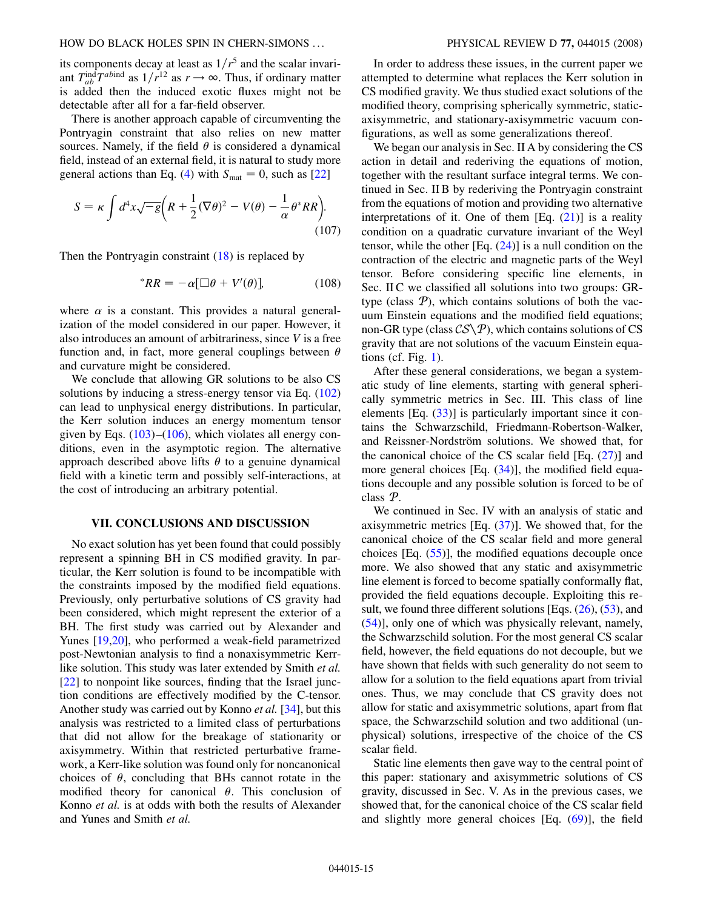its components decay at least as $1/r^5$ and the scalar invariant $T^{\rm ind}_{ab}T^{ab\,\rm ind}$ as $1/r^{12}$ as $r \to \infty$. Thus, if ordinary matter is added then the induced exotic fluxes might not be detectable after all for a far-field observer.

There is another approach capable of circumventing the Pontryagin constraint that also relies on new matter sources. Namely, if the field $\theta$ is considered a dynamical field, instead of an external field, it is natural to study more general actions than Eq. (4) with $S_{\rm mat} = 0$, such as [22]

$$S = \kappa \int d^4x \sqrt{-g}\left(R + \frac{1}{2}(\nabla\theta)^2 - V(\theta) - \frac{1}{\alpha}\theta\, {}^*RR\right). \tag{107}$$

Then the Pontryagin constraint (18) is replaced by

$${}^*RR = -\alpha[\Box\theta + V'(\theta)], \tag{108}$$

where $\alpha$ is a constant. This provides a natural generalization of the model considered in our paper. However, it also introduces an amount of arbitrariness, since $V$ is a free function and, in fact, more general couplings between $\theta$ and curvature might be considered.

We conclude that allowing GR solutions to be also CS solutions by inducing a stress-energy tensor via Eq. (102) can lead to unphysical energy distributions. In particular, the Kerr solution induces an energy momentum tensor given by Eqs. (103)–(106), which violates all energy conditions, even in the asymptotic region. The alternative approach described above lifts $\theta$ to a genuine dynamical field with a kinetic term and possibly self-interactions, at the cost of introducing an arbitrary potential.

## VII. CONCLUSIONS AND DISCUSSION

No exact solution has yet been found that could possibly represent a spinning BH in CS modified gravity. In particular, the Kerr solution is found to be incompatible with the constraints imposed by the modified field equations. Previously, only perturbative solutions of CS gravity had been considered, which might represent the exterior of a BH. The first study was carried out by Alexander and Yunes [19,20], who performed a weak-field parametrized post-Newtonian analysis to find a nonaxisymmetric Kerr-like solution. This study was later extended by Smith *et al.* [22] to nonpoint like sources, finding that the Israel junction conditions are effectively modified by the C-tensor. Another study was carried out by Konno *et al.* [34], but this analysis was restricted to a limited class of perturbations that did not allow for the breakage of stationarity or axisymmetry. Within that restricted perturbative framework, a Kerr-like solution was found only for noncanonical choices of $\theta$, concluding that BHs cannot rotate in the modified theory for canonical $\theta$. This conclusion of Konno *et al.* is at odds with both the results of Alexander and Yunes and Smith *et al.*

In order to address these issues, in the current paper we attempted to determine what replaces the Kerr solution in CS modified gravity. We thus studied exact solutions of the modified theory, comprising spherically symmetric, static-axisymmetric, and stationary-axisymmetric vacuum configurations, as well as some generalizations thereof.

We began our analysis in Sec. II A by considering the CS action in detail and rederiving the equations of motion, together with the resultant surface integral terms. We continued in Sec. II B by rederiving the Pontryagin constraint from the equations of motion and providing two alternative interpretations of it. One of them [Eq. (21)] is a reality condition on a quadratic curvature invariant of the Weyl tensor, while the other [Eq. (24)] is a null condition on the contraction of the electric and magnetic parts of the Weyl tensor. Before considering specific line elements, in Sec. II C we classified all solutions into two groups: GR-type (class $\mathcal{P}$), which contains solutions of both the vacuum Einstein equations and the modified field equations; non-GR type (class $\mathcal{CS}\backslash\mathcal{P}$), which contains solutions of CS gravity that are not solutions of the vacuum Einstein equations (cf. Fig. 1).

After these general considerations, we began a systematic study of line elements, starting with general spherically symmetric metrics in Sec. III. This class of line elements [Eq. (33)] is particularly important since it contains the Schwarzschild, Friedmann-Robertson-Walker, and Reissner-Nordström solutions. We showed that, for the canonical choice of the CS scalar field [Eq. (27)] and more general choices [Eq. (34)], the modified field equations decouple and any possible solution is forced to be of class $\mathcal{P}$.

We continued in Sec. IV with an analysis of static and axisymmetric metrics [Eq. (37)]. We showed that, for the canonical choice of the CS scalar field and more general choices [Eq. (55)], the modified equations decouple once more. We also showed that any static and axisymmetric line element is forced to become spatially conformally flat, provided the field equations decouple. Exploiting this result, we found three different solutions [Eqs. (26), (53), and (54)], only one of which was physically relevant, namely, the Schwarzschild solution. For the most general CS scalar field, however, the field equations do not decouple, but we have shown that fields with such generality do not seem to allow for a solution to the field equations apart from trivial ones. Thus, we may conclude that CS gravity does not allow for static and axisymmetric solutions, apart from flat space, the Schwarzschild solution and two additional (unphysical) solutions, irrespective of the choice of the CS scalar field.

Static line elements then gave way to the central point of this paper: stationary and axisymmetric solutions of CS gravity, discussed in Sec. V. As in the previous cases, we showed that, for the canonical choice of the CS scalar field and slightly more general choices [Eq. (69)], the field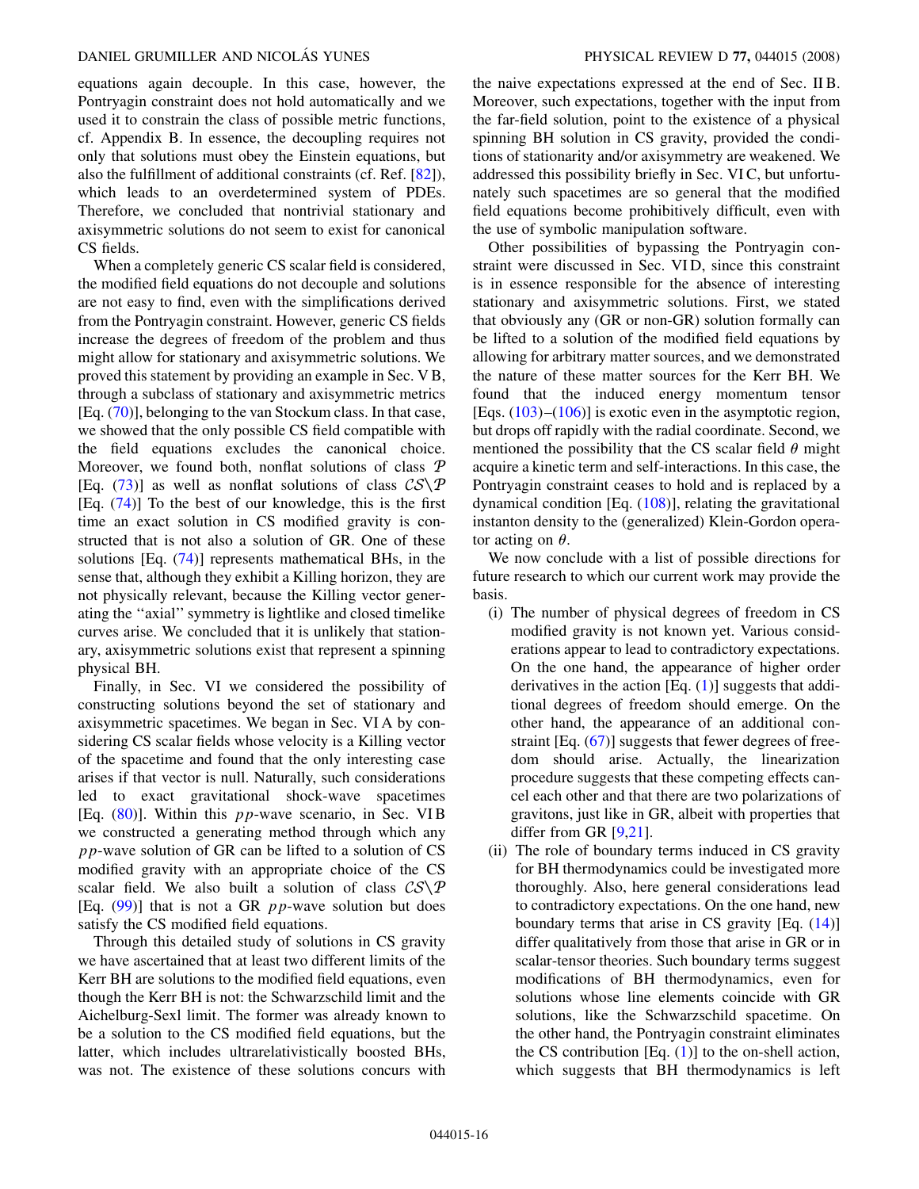equations again decouple. In this case, however, the Pontryagin constraint does not hold automatically and we used it to constrain the class of possible metric functions, cf. Appendix B. In essence, the decoupling requires not only that solutions must obey the Einstein equations, but also the fulfillment of additional constraints (cf. Ref. [82]), which leads to an overdetermined system of PDEs. Therefore, we concluded that nontrivial stationary and axisymmetric solutions do not seem to exist for canonical CS fields.

When a completely generic CS scalar field is considered, the modified field equations do not decouple and solutions are not easy to find, even with the simplifications derived from the Pontryagin constraint. However, generic CS fields increase the degrees of freedom of the problem and thus might allow for stationary and axisymmetric solutions. We proved this statement by providing an example in Sec. V B, through a subclass of stationary and axisymmetric metrics [Eq. (70)], belonging to the van Stockum class. In that case, we showed that the only possible CS field compatible with the field equations excludes the canonical choice. Moreover, we found both, nonflat solutions of class $\mathcal{P}$ [Eq. (73)] as well as nonflat solutions of class $\mathcal{CS}\backslash\mathcal{P}$ [Eq. (74)] To the best of our knowledge, this is the first time an exact solution in CS modified gravity is constructed that is not also a solution of GR. One of these solutions [Eq. (74)] represents mathematical BHs, in the sense that, although they exhibit a Killing horizon, they are not physically relevant, because the Killing vector generating the "axial" symmetry is lightlike and closed timelike curves arise. We concluded that it is unlikely that stationary, axisymmetric solutions exist that represent a spinning physical BH.

Finally, in Sec. VI we considered the possibility of constructing solutions beyond the set of stationary and axisymmetric spacetimes. We began in Sec. VI A by considering CS scalar fields whose velocity is a Killing vector of the spacetime and found that the only interesting case arises if that vector is null. Naturally, such considerations led to exact gravitational shock-wave spacetimes [Eq. (80)]. Within this $pp$-wave scenario, in Sec. VI B we constructed a generating method through which any $pp$-wave solution of GR can be lifted to a solution of CS modified gravity with an appropriate choice of the CS scalar field. We also built a solution of class $\mathcal{CS}\backslash\mathcal{P}$ [Eq. (99)] that is not a GR $pp$-wave solution but does satisfy the CS modified field equations.

Through this detailed study of solutions in CS gravity we have ascertained that at least two different limits of the Kerr BH are solutions to the modified field equations, even though the Kerr BH is not: the Schwarzschild limit and the Aichelburg-Sexl limit. The former was already known to be a solution to the CS modified field equations, but the latter, which includes ultrarelativistically boosted BHs, was not. The existence of these solutions concurs with the naive expectations expressed at the end of Sec. II B. Moreover, such expectations, together with the input from the far-field solution, point to the existence of a physical spinning BH solution in CS gravity, provided the conditions of stationarity and/or axisymmetry are weakened. We addressed this possibility briefly in Sec. VI C, but unfortunately such spacetimes are so general that the modified field equations become prohibitively difficult, even with the use of symbolic manipulation software.

Other possibilities of bypassing the Pontryagin constraint were discussed in Sec. VI D, since this constraint is in essence responsible for the absence of interesting stationary and axisymmetric solutions. First, we stated that obviously any (GR or non-GR) solution formally can be lifted to a solution of the modified field equations by allowing for arbitrary matter sources, and we demonstrated the nature of these matter sources for the Kerr BH. We found that the induced energy momentum tensor [Eqs. (103)–(106)] is exotic even in the asymptotic region, but drops off rapidly with the radial coordinate. Second, we mentioned the possibility that the CS scalar field $\theta$ might acquire a kinetic term and self-interactions. In this case, the Pontryagin constraint ceases to hold and is replaced by a dynamical condition [Eq. (108)], relating the gravitational instanton density to the (generalized) Klein-Gordon operator acting on $\theta$.

We now conclude with a list of possible directions for future research to which our current work may provide the basis.

(i) The number of physical degrees of freedom in CS modified gravity is not known yet. Various considerations appear to lead to contradictory expectations. On the one hand, the appearance of higher order derivatives in the action [Eq. (1)] suggests that additional degrees of freedom should emerge. On the other hand, the appearance of an additional constraint [Eq. (67)] suggests that fewer degrees of freedom should arise. Actually, the linearization procedure suggests that these competing effects cancel each other and that there are two polarizations of gravitons, just like in GR, albeit with properties that differ from GR [9,21].

(ii) The role of boundary terms induced in CS gravity for BH thermodynamics could be investigated more thoroughly. Also, here general considerations lead to contradictory expectations. On the one hand, new boundary terms that arise in CS gravity [Eq. (14)] differ qualitatively from those that arise in GR or in scalar-tensor theories. Such boundary terms suggest modifications of BH thermodynamics, even for solutions whose line elements coincide with GR solutions, like the Schwarzschild spacetime. On the other hand, the Pontryagin constraint eliminates the CS contribution [Eq. (1)] to the on-shell action, which suggests that BH thermodynamics is left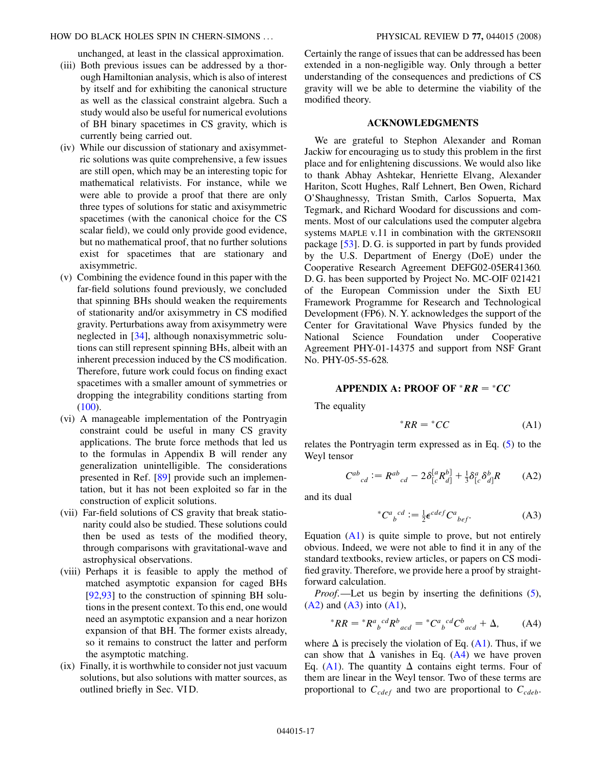unchanged, at least in the classical approximation.

(iii) Both previous issues can be addressed by a thorough Hamiltonian analysis, which is also of interest by itself and for exhibiting the canonical structure as well as the classical constraint algebra. Such a study would also be useful for numerical evolutions of BH binary spacetimes in CS gravity, which is currently being carried out.

(iv) While our discussion of stationary and axisymmetric solutions was quite comprehensive, a few issues are still open, which may be an interesting topic for mathematical relativists. For instance, while we were able to provide a proof that there are only three types of solutions for static and axisymmetric spacetimes (with the canonical choice for the CS scalar field), we could only provide good evidence, but no mathematical proof, that no further solutions exist for spacetimes that are stationary and axisymmetric.

(v) Combining the evidence found in this paper with the far-field solutions found previously, we concluded that spinning BHs should weaken the requirements of stationarity and/or axisymmetry in CS modified gravity. Perturbations away from axisymmetry were neglected in [34], although nonaxisymmetric solutions can still represent spinning BHs, albeit with an inherent precession induced by the CS modification. Therefore, future work could focus on finding exact spacetimes with a smaller amount of symmetries or dropping the integrability conditions starting from (100).

(vi) A manageable implementation of the Pontryagin constraint could be useful in many CS gravity applications. The brute force methods that led us to the formulas in Appendix B will render any generalization unintelligible. The considerations presented in Ref. [89] provide such an implementation, but it has not been exploited so far in the construction of explicit solutions.

(vii) Far-field solutions of CS gravity that break stationarity could also be studied. These solutions could then be used as tests of the modified theory, through comparisons with gravitational-wave and astrophysical observations.

(viii) Perhaps it is feasible to apply the method of matched asymptotic expansion for caged BHs [92,93] to the construction of spinning BH solutions in the present context. To this end, one would need an asymptotic expansion and a near horizon expansion of that BH. The former exists already, so it remains to construct the latter and perform the asymptotic matching.

(ix) Finally, it is worthwhile to consider not just vacuum solutions, but also solutions with matter sources, as outlined briefly in Sec. VI D.

Certainly the range of issues that can be addressed has been extended in a non-negligible way. Only through a better understanding of the consequences and predictions of CS gravity will we be able to determine the viability of the modified theory.

## ACKNOWLEDGMENTS

We are grateful to Stephon Alexander and Roman Jackiw for encouraging us to study this problem in the first place and for enlightening discussions. We would also like to thank Abhay Ashtekar, Henriette Elvang, Alexander Hariton, Scott Hughes, Ralf Lehnert, Ben Owen, Richard O'Shaughnessy, Tristan Smith, Carlos Sopuerta, Max Tegmark, and Richard Woodard for discussions and comments. Most of our calculations used the computer algebra systems MAPLE v.11 in combination with the GRTENSORII package [53]. D. G. is supported in part by funds provided by the U.S. Department of Energy (DoE) under the Cooperative Research Agreement DEFG02-05ER41360. D. G. has been supported by Project No. MC-OIF 021421 of the European Commission under the Sixth EU Framework Programme for Research and Technological Development (FP6). N. Y. acknowledges the support of the Center for Gravitational Wave Physics funded by the National Science Foundation under Cooperative Agreement PHY-01-14375 and support from NSF Grant No. PHY-05-55-628.

## APPENDIX A: PROOF OF ${}^*RR = {}^*CC$

The equality

$$ {}^*RR = {}^*CC \tag{A1} $$

relates the Pontryagin term expressed as in Eq. (5) to the Weyl tensor

$$ C^{ab}{}_{cd} := R^{ab}{}_{cd} - 2\delta^{[a}_{[c}R^{b]}_{d]} + \tfrac{1}{3}\delta^{a}_{[c}\delta^{b}_{d]}R \tag{A2} $$

and its dual

$$ {}^*C^{a}{}_{b}{}^{cd} := \tfrac{1}{2}\epsilon^{cdef}C^{a}{}_{bef}. \tag{A3} $$

Equation (A1) is quite simple to prove, but not entirely obvious. Indeed, we were not able to find it in any of the standard textbooks, review articles, or papers on CS modified gravity. Therefore, we provide here a proof by straightforward calculation.

*Proof.*—Let us begin by inserting the definitions (5), (A2) and (A3) into (A1),

$$ {}^*RR = {}^*R^{a}{}_{b}{}^{cd}R^{b}{}_{acd} = {}^*C^{a}{}_{b}{}^{cd}C^{b}{}_{acd} + \Delta, \tag{A4} $$

where $\Delta$ is precisely the violation of Eq. (A1). Thus, if we can show that $\Delta$ vanishes in Eq. (A4) we have proven Eq. (A1). The quantity $\Delta$ contains eight terms. Four of them are linear in the Weyl tensor. Two of these terms are proportional to $C_{cdef}$ and two are proportional to $C_{cdeb}$.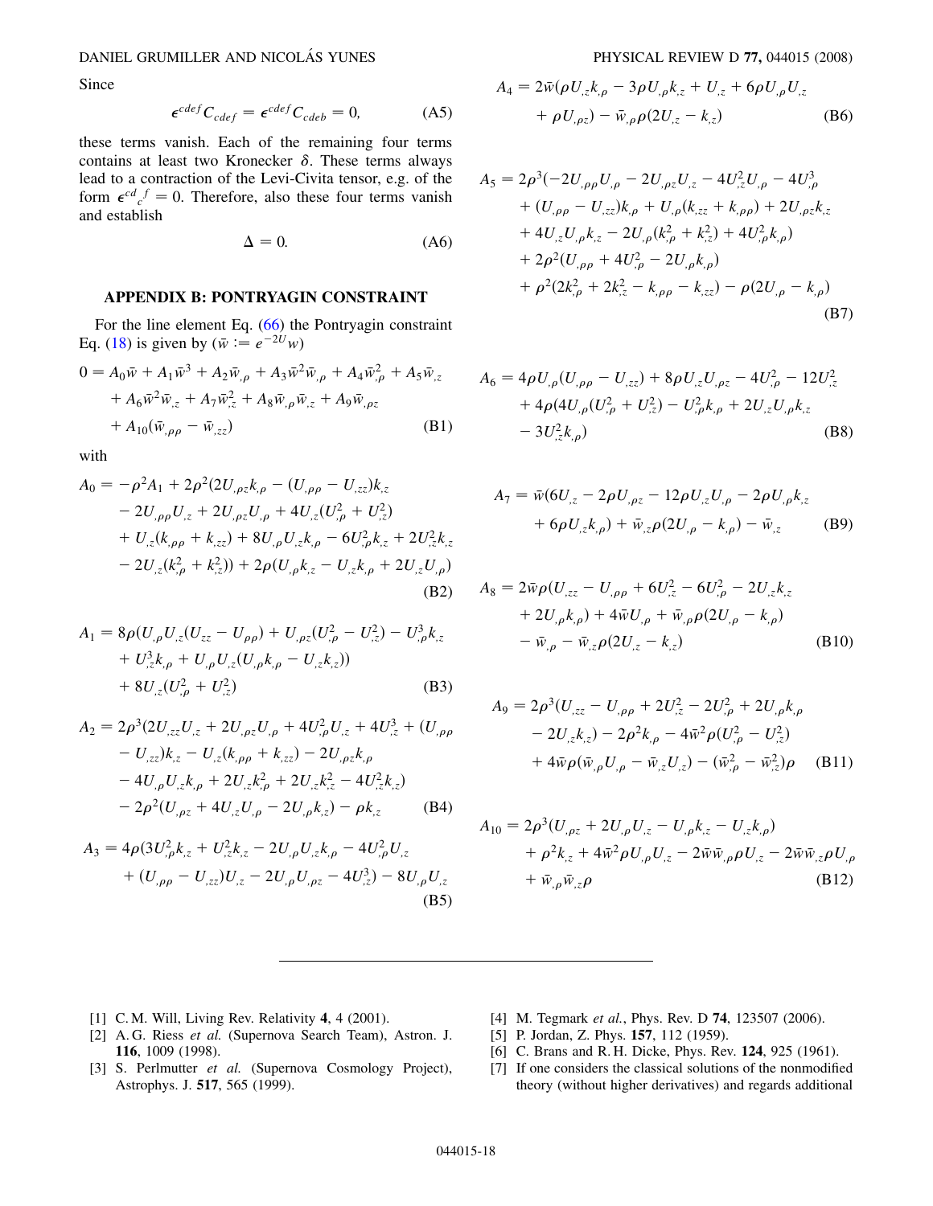Since

$$\epsilon^{cdef} C_{cdef} = \epsilon^{cdef} C_{cdeb} = 0, \tag{A5}$$

these terms vanish. Each of the remaining four terms contains at least two Kronecker $\delta$. These terms always lead to a contraction of the Levi-Civita tensor, e.g. of the form $\epsilon^{cd}{}_c{}^f = 0$. Therefore, also these four terms vanish and establish

$$\Delta = 0. \tag{A6}$$

## APPENDIX B: PONTRYAGIN CONSTRAINT

For the line element Eq. (66) the Pontryagin constraint Eq. (18) is given by ($\bar{w} := e^{-2U} w$)

$$0 = A_0 \bar{w} + A_1 \bar{w}^3 + A_2 \bar{w}_{,\rho} + A_3 \bar{w}^2 \bar{w}_{,\rho} + A_4 \bar{w}_{,\rho}^2 + A_5 \bar{w}_{,z} + A_6 \bar{w}^2 \bar{w}_{,z} + A_7 \bar{w}_{,z}^2 + A_8 \bar{w}_{,\rho} \bar{w}_{,z} + A_9 \bar{w}_{,\rho z} + A_{10}(\bar{w}_{,\rho\rho} - \bar{w}_{,zz}) \tag{B1}$$

with

$$\begin{aligned} A_0 = &-\rho^2 A_1 + 2\rho^2 (2U_{,\rho z} k_{,\rho} - (U_{,\rho\rho} - U_{,zz}) k_{,z} \\ &- 2U_{,\rho\rho} U_{,z} + 2U_{,\rho z} U_{,\rho} + 4U_{,z}(U_{,\rho}^2 + U_{,z}^2) \\ &+ U_{,z}(k_{,\rho\rho} + k_{,zz}) + 8U_{,\rho} U_{,z} k_{,\rho} - 6U_{,\rho}^2 k_{,z} + 2U_{,z}^2 k_{,z} \\ &- 2U_{,z}(k_{,\rho}^2 + k_{,z}^2)) + 2\rho(U_{,\rho} k_{,z} - U_{,z} k_{,\rho} + 2U_{,z} U_{,\rho}) \end{aligned} \tag{B2}$$

$$\begin{aligned} A_1 = &\, 8\rho(U_{,\rho} U_{,z}(U_{zz} - U_{\rho\rho}) + U_{,\rho z}(U_{,\rho}^2 - U_{,z}^2) - U_{,\rho}^3 k_{,z} \\ &+ U_{,z}^3 k_{,\rho} + U_{,\rho} U_{,z}(U_{,\rho} k_{,\rho} - U_{,z} k_{,z})) \\ &+ 8U_{,z}(U_{,\rho}^2 + U_{,z}^2) \end{aligned} \tag{B3}$$

$$\begin{aligned} A_2 = &\, 2\rho^3 (2U_{,zz} U_{,z} + 2U_{,\rho z} U_{,\rho} + 4U_{,\rho}^2 U_{,z} + 4U_{,z}^3 + (U_{,\rho\rho} \\ &- U_{,zz}) k_{,z} - U_{,z}(k_{,\rho\rho} + k_{,zz}) - 2U_{,\rho z} k_{,\rho} \\ &- 4U_{,\rho} U_{,z} k_{,\rho} + 2U_{,z} k_{,\rho}^2 + 2U_{,z} k_{,z}^2 - 4U_{,z}^2 k_{,z}) \\ &- 2\rho^2 (U_{,\rho z} + 4U_{,z} U_{,\rho} - 2U_{,\rho} k_{,z}) - \rho k_{,z} \end{aligned} \tag{B4}$$

$$\begin{aligned} A_3 = &\, 4\rho(3U_{,\rho}^2 k_{,z} + U_{,z}^2 k_{,z} - 2U_{,\rho} U_{,z} k_{,\rho} - 4U_{,\rho}^2 U_{,z} \\ &+ (U_{,\rho\rho} - U_{,zz}) U_{,z} - 2U_{,\rho} U_{,\rho z} - 4U_{,z}^3) - 8U_{,\rho} U_{,z} \end{aligned} \tag{B5}$$

$$\begin{aligned} A_4 = &\, 2\bar{w}(\rho U_{,z} k_{,\rho} - 3\rho U_{,\rho} k_{,z} + U_{,z} + 6\rho U_{,\rho} U_{,z} \\ &+ \rho U_{,\rho z}) - \bar{w}_{,\rho} \rho (2U_{,z} - k_{,z}) \end{aligned} \tag{B6}$$

$$\begin{aligned} A_5 = &\, 2\rho^3 (-2U_{,\rho\rho} U_{,\rho} - 2U_{,\rho z} U_{,z} - 4U_{,z}^2 U_{,\rho} - 4U_{,\rho}^3 \\ &+ (U_{,\rho\rho} - U_{,zz}) k_{,\rho} + U_{,\rho}(k_{,zz} + k_{,\rho\rho}) + 2U_{,\rho z} k_{,z} \\ &+ 4U_{,z} U_{,\rho} k_{,z} - 2U_{,\rho}(k_{,\rho}^2 + k_{,z}^2) + 4U_{,\rho}^2 k_{,\rho}) \\ &+ 2\rho^2 (U_{,\rho\rho} + 4U_{,\rho}^2 - 2U_{,\rho} k_{,\rho}) \\ &+ \rho^2 (2k_{,\rho}^2 + 2k_{,z}^2 - k_{,\rho\rho} - k_{,zz}) - \rho(2U_{,\rho} - k_{,\rho}) \end{aligned} \tag{B7}$$

$$\begin{aligned} A_6 = &\, 4\rho U_{,\rho}(U_{,\rho\rho} - U_{,zz}) + 8\rho U_{,z} U_{,\rho z} - 4U_{,\rho}^2 - 12U_{,z}^2 \\ &+ 4\rho(4U_{,\rho}(U_{,\rho}^2 + U_{,z}^2) - U_{,\rho}^2 k_{,\rho} + 2U_{,z} U_{,\rho} k_{,z} \\ &- 3U_{,z}^2 k_{,\rho}) \end{aligned} \tag{B8}$$

$$\begin{aligned} A_7 = &\, \bar{w}(6U_{,z} - 2\rho U_{,\rho z} - 12\rho U_{,z} U_{,\rho} - 2\rho U_{,\rho} k_{,z} \\ &+ 6\rho U_{,z} k_{,\rho}) + \bar{w}_{,z} \rho (2U_{,\rho} - k_{,\rho}) - \bar{w}_{,z} \end{aligned} \tag{B9}$$

$$\begin{aligned} A_8 = &\, 2\bar{w}\rho(U_{,zz} - U_{,\rho\rho} + 6U_{,z}^2 - 6U_{,\rho}^2 - 2U_{,z} k_{,z} \\ &+ 2U_{,\rho} k_{,\rho}) + 4\bar{w} U_{,\rho} + \bar{w}_{,\rho} \rho (2U_{,\rho} - k_{,\rho}) \\ &- \bar{w}_{,\rho} - \bar{w}_{,z} \rho (2U_{,z} - k_{,z}) \end{aligned} \tag{B10}$$

$$\begin{aligned} A_9 = &\, 2\rho^3 (U_{,zz} - U_{,\rho\rho} + 2U_{,z}^2 - 2U_{,\rho}^2 + 2U_{,\rho} k_{,\rho} \\ &- 2U_{,z} k_{,z}) - 2\rho^2 k_{,\rho} - 4\bar{w}^2 \rho (U_{,\rho}^2 - U_{,z}^2) \\ &+ 4\bar{w}\rho(\bar{w}_{,\rho} U_{,\rho} - \bar{w}_{,z} U_{,z}) - (\bar{w}_{,\rho}^2 - \bar{w}_{,z}^2)\rho \end{aligned} \tag{B11}$$

$$\begin{aligned} A_{10} = &\, 2\rho^3 (U_{,\rho z} + 2U_{,\rho} U_{,z} - U_{,\rho} k_{,z} - U_{,z} k_{,\rho}) \\ &+ \rho^2 k_{,z} + 4\bar{w}^2 \rho U_{,\rho} U_{,z} - 2\bar{w}\bar{w}_{,\rho} \rho U_{,z} - 2\bar{w}\bar{w}_{,z} \rho U_{,\rho} \\ &+ \bar{w}_{,\rho} \bar{w}_{,z} \rho \end{aligned} \tag{B12}$$

---

[1] C. M. Will, Living Rev. Relativity **4**, 4 (2001).
[2] A. G. Riess *et al.* (Supernova Search Team), Astron. J. **116**, 1009 (1998).
[3] S. Perlmutter *et al.* (Supernova Cosmology Project), Astrophys. J. **517**, 565 (1999).
[4] M. Tegmark *et al.*, Phys. Rev. D **74**, 123507 (2006).
[5] P. Jordan, Z. Phys. **157**, 112 (1959).
[6] C. Brans and R. H. Dicke, Phys. Rev. **124**, 925 (1961).
[7] If one considers the classical solutions of the nonmodified theory (without higher derivatives) and regards additional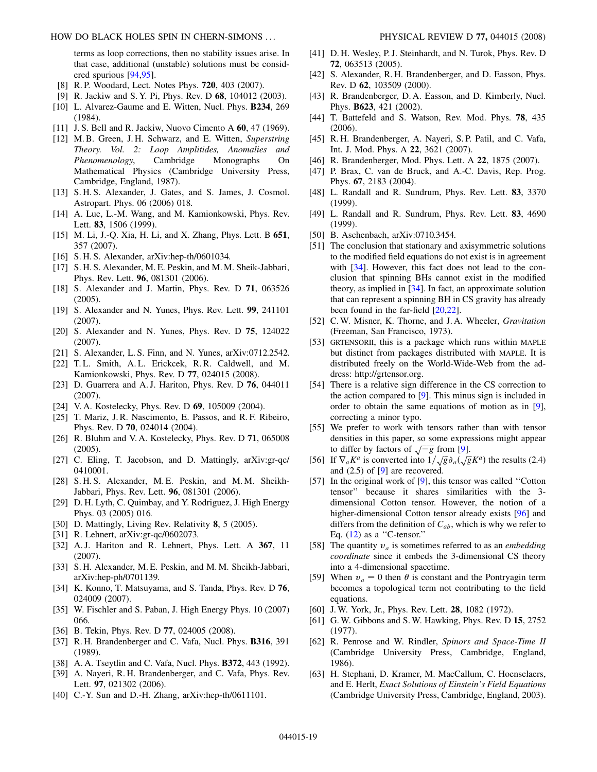terms as loop corrections, then no stability issues arise. In that case, additional (unstable) solutions must be considered spurious [94,95].

[8] R. P. Woodard, Lect. Notes Phys. **720**, 403 (2007).

[9] R. Jackiw and S. Y. Pi, Phys. Rev. D **68**, 104012 (2003).

[10] L. Alvarez-Gaume and E. Witten, Nucl. Phys. **B234**, 269 (1984).

[11] J. S. Bell and R. Jackiw, Nuovo Cimento A **60**, 47 (1969).

[12] M. B. Green, J. H. Schwarz, and E. Witten, *Superstring Theory. Vol. 2: Loop Amplitides, Anomalies and Phenomenology*, Cambridge Monographs On Mathematical Physics (Cambridge University Press, Cambridge, England, 1987).

[13] S. H. S. Alexander, J. Gates, and S. James, J. Cosmol. Astropart. Phys. 06 (2006) 018.

[14] A. Lue, L.-M. Wang, and M. Kamionkowski, Phys. Rev. Lett. **83**, 1506 (1999).

[15] M. Li, J.-Q. Xia, H. Li, and X. Zhang, Phys. Lett. B **651**, 357 (2007).

[16] S. H. S. Alexander, arXiv:hep-th/0601034.

[17] S. H. S. Alexander, M. E. Peskin, and M. M. Sheik-Jabbari, Phys. Rev. Lett. **96**, 081301 (2006).

[18] S. Alexander and J. Martin, Phys. Rev. D **71**, 063526 (2005).

[19] S. Alexander and N. Yunes, Phys. Rev. Lett. **99**, 241101 (2007).

[20] S. Alexander and N. Yunes, Phys. Rev. D **75**, 124022 (2007).

[21] S. Alexander, L. S. Finn, and N. Yunes, arXiv:0712.2542.

[22] T. L. Smith, A. L. Erickcek, R. R. Caldwell, and M. Kamionkowski, Phys. Rev. D **77**, 024015 (2008).

[23] D. Guarrera and A. J. Hariton, Phys. Rev. D **76**, 044011 (2007).

[24] V. A. Kostelecky, Phys. Rev. D **69**, 105009 (2004).

[25] T. Mariz, J. R. Nascimento, E. Passos, and R. F. Ribeiro, Phys. Rev. D **70**, 024014 (2004).

[26] R. Bluhm and V. A. Kostelecky, Phys. Rev. D **71**, 065008 (2005).

[27] C. Eling, T. Jacobson, and D. Mattingly, arXiv:gr-qc/0410001.

[28] S. H. S. Alexander, M. E. Peskin, and M. M. Sheikh-Jabbari, Phys. Rev. Lett. **96**, 081301 (2006).

[29] D. H. Lyth, C. Quimbay, and Y. Rodriguez, J. High Energy Phys. 03 (2005) 016.

[30] D. Mattingly, Living Rev. Relativity **8**, 5 (2005).

[31] R. Lehnert, arXiv:gr-qc/0602073.

[32] A. J. Hariton and R. Lehnert, Phys. Lett. A **367**, 11 (2007).

[33] S. H. Alexander, M. E. Peskin, and M. M. Sheikh-Jabbari, arXiv:hep-ph/0701139.

[34] K. Konno, T. Matsuyama, and S. Tanda, Phys. Rev. D **76**, 024009 (2007).

[35] W. Fischler and S. Paban, J. High Energy Phys. 10 (2007) 066.

[36] B. Tekin, Phys. Rev. D **77**, 024005 (2008).

[37] R. H. Brandenberger and C. Vafa, Nucl. Phys. **B316**, 391 (1989).

[38] A. A. Tseytlin and C. Vafa, Nucl. Phys. **B372**, 443 (1992).

[39] A. Nayeri, R. H. Brandenberger, and C. Vafa, Phys. Rev. Lett. **97**, 021302 (2006).

[40] C.-Y. Sun and D.-H. Zhang, arXiv:hep-th/0611101.

[41] D. H. Wesley, P. J. Steinhardt, and N. Turok, Phys. Rev. D **72**, 063513 (2005).

[42] S. Alexander, R. H. Brandenberger, and D. Easson, Phys. Rev. D **62**, 103509 (2000).

[43] R. Brandenberger, D. A. Easson, and D. Kimberly, Nucl. Phys. **B623**, 421 (2002).

[44] T. Battefeld and S. Watson, Rev. Mod. Phys. **78**, 435 (2006).

[45] R. H. Brandenberger, A. Nayeri, S. P. Patil, and C. Vafa, Int. J. Mod. Phys. A **22**, 3621 (2007).

[46] R. Brandenberger, Mod. Phys. Lett. A **22**, 1875 (2007).

[47] P. Brax, C. van de Bruck, and A.-C. Davis, Rep. Prog. Phys. **67**, 2183 (2004).

[48] L. Randall and R. Sundrum, Phys. Rev. Lett. **83**, 3370 (1999).

[49] L. Randall and R. Sundrum, Phys. Rev. Lett. **83**, 4690 (1999).

[50] B. Aschenbach, arXiv:0710.3454.

[51] The conclusion that stationary and axisymmetric solutions to the modified field equations do not exist is in agreement with [34]. However, this fact does not lead to the conclusion that spinning BHs cannot exist in the modified theory, as implied in [34]. In fact, an approximate solution that can represent a spinning BH in CS gravity has already been found in the far-field [20,22].

[52] C. W. Misner, K. Thorne, and J. A. Wheeler, *Gravitation* (Freeman, San Francisco, 1973).

[53] GRTENSORII, this is a package which runs within MAPLE but distinct from packages distributed with MAPLE. It is distributed freely on the World-Wide-Web from the address: http://grtensor.org.

[54] There is a relative sign difference in the CS correction to the action compared to [9]. This minus sign is included in order to obtain the same equations of motion as in [9], correcting a minor typo.

[55] We prefer to work with tensors rather than with tensor densities in this paper, so some expressions might appear to differ by factors of $\sqrt{-g}$ from [9].

[56] If $\nabla_a K^a$ is converted into $1/\sqrt{g}\partial_a(\sqrt{g}K^a)$ the results (2.4) and (2.5) of [9] are recovered.

[57] In the original work of [9], this tensor was called "Cotton tensor" because it shares similarities with the 3-dimensional Cotton tensor. However, the notion of a higher-dimensional Cotton tensor already exists [96] and differs from the definition of $C_{ab}$, which is why we refer to Eq. (12) as a "C-tensor."

[58] The quantity $v_a$ is sometimes referred to as an *embedding coordinate* since it embeds the 3-dimensional CS theory into a 4-dimensional spacetime.

[59] When $v_a = 0$ then $\theta$ is constant and the Pontryagin term becomes a topological term not contributing to the field equations.

[60] J. W. York, Jr., Phys. Rev. Lett. **28**, 1082 (1972).

[61] G. W. Gibbons and S. W. Hawking, Phys. Rev. D **15**, 2752 (1977).

[62] R. Penrose and W. Rindler, *Spinors and Space-Time II* (Cambridge University Press, Cambridge, England, 1986).

[63] H. Stephani, D. Kramer, M. MacCallum, C. Hoenselaers, and E. Herlt, *Exact Solutions of Einstein's Field Equations* (Cambridge University Press, Cambridge, England, 2003).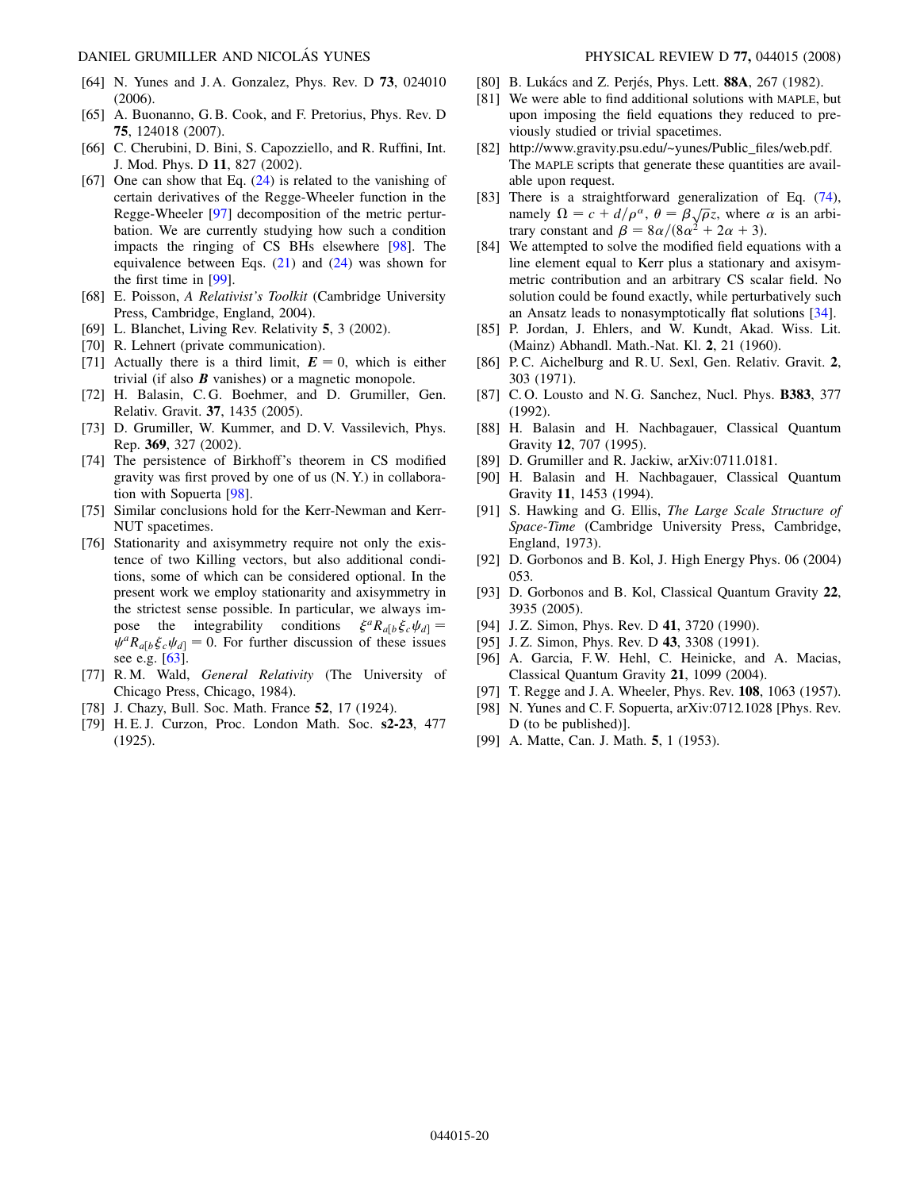[64] N. Yunes and J. A. Gonzalez, Phys. Rev. D **73**, 024010 (2006).

[65] A. Buonanno, G. B. Cook, and F. Pretorius, Phys. Rev. D **75**, 124018 (2007).

[66] C. Cherubini, D. Bini, S. Capozziello, and R. Ruffini, Int. J. Mod. Phys. D **11**, 827 (2002).

[67] One can show that Eq. (24) is related to the vanishing of certain derivatives of the Regge-Wheeler function in the Regge-Wheeler [97] decomposition of the metric perturbation. We are currently studying how such a condition impacts the ringing of CS BHs elsewhere [98]. The equivalence between Eqs. (21) and (24) was shown for the first time in [99].

[68] E. Poisson, *A Relativist's Toolkit* (Cambridge University Press, Cambridge, England, 2004).

[69] L. Blanchet, Living Rev. Relativity **5**, 3 (2002).

[70] R. Lehnert (private communication).

[71] Actually there is a third limit, $\boldsymbol{E} = 0$, which is either trivial (if also $\boldsymbol{B}$ vanishes) or a magnetic monopole.

[72] H. Balasin, C. G. Boehmer, and D. Grumiller, Gen. Relativ. Gravit. **37**, 1435 (2005).

[73] D. Grumiller, W. Kummer, and D. V. Vassilevich, Phys. Rep. **369**, 327 (2002).

[74] The persistence of Birkhoff's theorem in CS modified gravity was first proved by one of us (N. Y.) in collaboration with Sopuerta [98].

[75] Similar conclusions hold for the Kerr-Newman and Kerr-NUT spacetimes.

[76] Stationarity and axisymmetry require not only the existence of two Killing vectors, but also additional conditions, some of which can be considered optional. In the present work we employ stationarity and axisymmetry in the strictest sense possible. In particular, we always impose the integrability conditions $\xi^a R_{a[b}\xi_c\psi_{d]} = \psi^a R_{a[b}\xi_c\psi_{d]} = 0$. For further discussion of these issues see e.g. [63].

[77] R. M. Wald, *General Relativity* (The University of Chicago Press, Chicago, 1984).

[78] J. Chazy, Bull. Soc. Math. France **52**, 17 (1924).

[79] H. E. J. Curzon, Proc. London Math. Soc. **s2-23**, 477 (1925).

[80] B. Lukács and Z. Perjés, Phys. Lett. **88A**, 267 (1982).

[81] We were able to find additional solutions with MAPLE, but upon imposing the field equations they reduced to previously studied or trivial spacetimes.

[82] http://www.gravity.psu.edu/~yunes/Public_files/web.pdf. The MAPLE scripts that generate these quantities are available upon request.

[83] There is a straightforward generalization of Eq. (74), namely $\Omega = c + d/\rho^\alpha$, $\theta = \beta\sqrt{\rho}z$, where $\alpha$ is an arbitrary constant and $\beta = 8\alpha/(8\alpha^2 + 2\alpha + 3)$.

[84] We attempted to solve the modified field equations with a line element equal to Kerr plus a stationary and axisymmetric contribution and an arbitrary CS scalar field. No solution could be found exactly, while perturbatively such an Ansatz leads to nonasymptotically flat solutions [34].

[85] P. Jordan, J. Ehlers, and W. Kundt, Akad. Wiss. Lit. (Mainz) Abhandl. Math.-Nat. Kl. **2**, 21 (1960).

[86] P. C. Aichelburg and R. U. Sexl, Gen. Relativ. Gravit. **2**, 303 (1971).

[87] C. O. Lousto and N. G. Sanchez, Nucl. Phys. **B383**, 377 (1992).

[88] H. Balasin and H. Nachbagauer, Classical Quantum Gravity **12**, 707 (1995).

[89] D. Grumiller and R. Jackiw, arXiv:0711.0181.

[90] H. Balasin and H. Nachbagauer, Classical Quantum Gravity **11**, 1453 (1994).

[91] S. Hawking and G. Ellis, *The Large Scale Structure of Space-Time* (Cambridge University Press, Cambridge, England, 1973).

[92] D. Gorbonos and B. Kol, J. High Energy Phys. 06 (2004) 053.

[93] D. Gorbonos and B. Kol, Classical Quantum Gravity **22**, 3935 (2005).

[94] J. Z. Simon, Phys. Rev. D **41**, 3720 (1990).

[95] J. Z. Simon, Phys. Rev. D **43**, 3308 (1991).

[96] A. Garcia, F. W. Hehl, C. Heinicke, and A. Macias, Classical Quantum Gravity **21**, 1099 (2004).

[97] T. Regge and J. A. Wheeler, Phys. Rev. **108**, 1063 (1957).

[98] N. Yunes and C. F. Sopuerta, arXiv:0712.1028 [Phys. Rev. D (to be published)].

[99] A. Matte, Can. J. Math. **5**, 1 (1953).